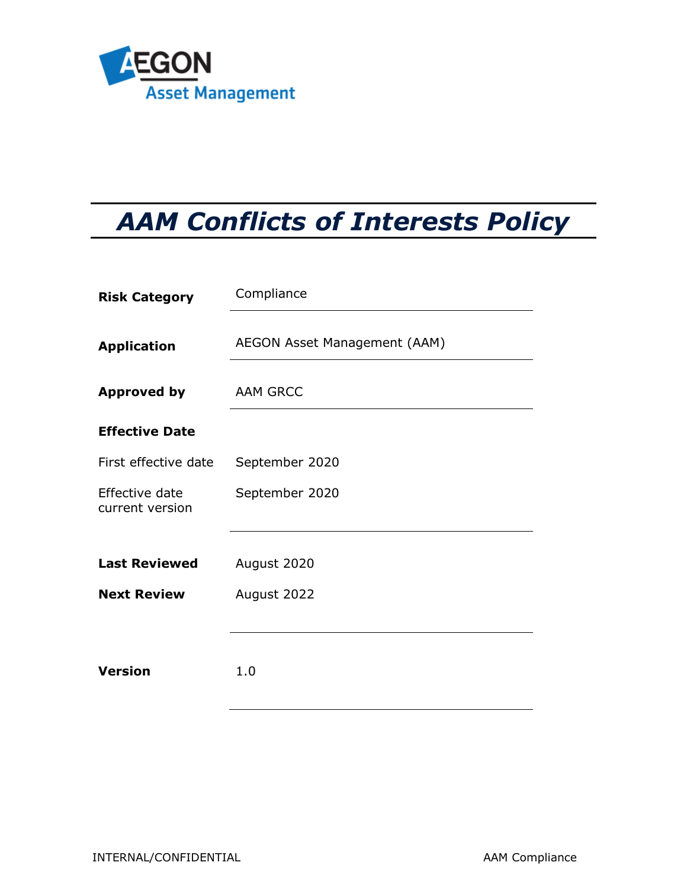AEGON Asset Management

# *AAM Conflicts of Interests Policy*

| | |
|---|---|
| **Risk Category** | Compliance |
| **Application** | AEGON Asset Management (AAM) |
| **Approved by** | AAM GRCC |
| **Effective Date** | |
| First effective date | September 2020 |
| Effective date current version | September 2020 |
| **Last Reviewed** | August 2020 |
| **Next Review** | August 2022 |
| **Version** | 1.0 |

INTERNAL/CONFIDENTIAL

AAM Compliance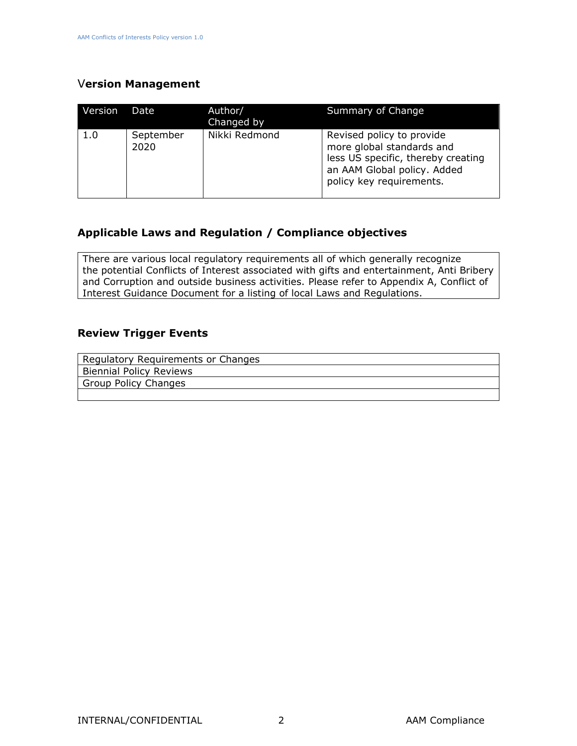## Version Management

| Version | Date | Author/ Changed by | Summary of Change |
| --- | --- | --- | --- |
| 1.0 | September 2020 | Nikki Redmond | Revised policy to provide more global standards and less US specific, thereby creating an AAM Global policy. Added policy key requirements. |

## Applicable Laws and Regulation / Compliance objectives

There are various local regulatory requirements all of which generally recognize the potential Conflicts of Interest associated with gifts and entertainment, Anti Bribery and Corruption and outside business activities. Please refer to Appendix A, Conflict of Interest Guidance Document for a listing of local Laws and Regulations.

## Review Trigger Events

| Review Trigger Events |
| --- |
| Regulatory Requirements or Changes |
| Biennial Policy Reviews |
| Group Policy Changes |
| |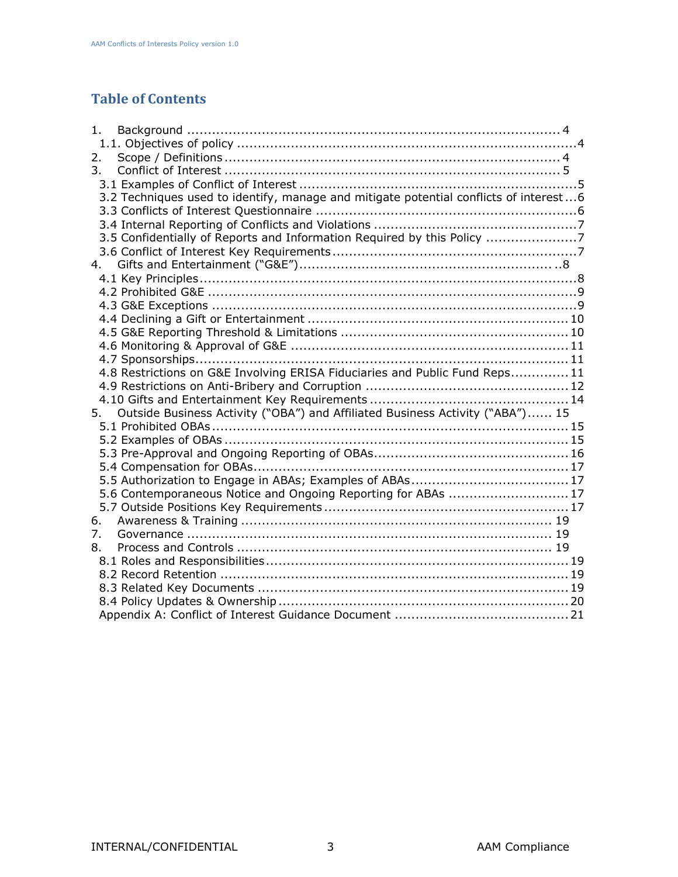# Table of Contents

1. Background ........................................................................................ 4
   - 1.1. Objectives of policy ...............................................................................4
2. Scope / Definitions ................................................................................ 4
3. Conflict of Interest ................................................................................ 5
   - 3.1 Examples of Conflict of Interest .................................................................5
   - 3.2 Techniques used to identify, manage and mitigate potential conflicts of interest ...6
   - 3.3 Conflicts of Interest Questionnaire ..............................................................6
   - 3.4 Internal Reporting of Conflicts and Violations ................................................7
   - 3.5 Confidentially of Reports and Information Required by this Policy .....................7
   - 3.6 Conflict of Interest Key Requirements ..........................................................7
4. Gifts and Entertainment ("G&E") ............................................................ ..8
   - 4.1 Key Principles ........................................................................................8
   - 4.2 Prohibited G&E .......................................................................................9
   - 4.3 G&E Exceptions ......................................................................................9
   - 4.4 Declining a Gift or Entertainment ............................................................. 10
   - 4.5 G&E Reporting Threshold & Limitations ...................................................... 10
   - 4.6 Monitoring & Approval of G&E .................................................................. 11
   - 4.7 Sponsorships ........................................................................................ 11
   - 4.8 Restrictions on G&E Involving ERISA Fiduciaries and Public Fund Reps .............. 11
   - 4.9 Restrictions on Anti-Bribery and Corruption ................................................ 12
   - 4.10 Gifts and Entertainment Key Requirements ............................................... 14
5. Outside Business Activity ("OBA") and Affiliated Business Activity ("ABA") ...... 15
   - 5.1 Prohibited OBAs .................................................................................... 15
   - 5.2 Examples of OBAs ................................................................................. 15
   - 5.3 Pre-Approval and Ongoing Reporting of OBAs .............................................. 16
   - 5.4 Compensation for OBAs .......................................................................... 17
   - 5.5 Authorization to Engage in ABAs; Examples of ABAs ..................................... 17
   - 5.6 Contemporaneous Notice and Ongoing Reporting for ABAs ............................ 17
   - 5.7 Outside Positions Key Requirements ......................................................... 17
6. Awareness & Training ......................................................................... 19
7. Governance ...................................................................................... 19
8. Process and Controls ........................................................................... 19
   - 8.1 Roles and Responsibilities ....................................................................... 19
   - 8.2 Record Retention ................................................................................... 19
   - 8.3 Related Key Documents .......................................................................... 19
   - 8.4 Policy Updates & Ownership ..................................................................... 20
   - Appendix A: Conflict of Interest Guidance Document ......................................... 21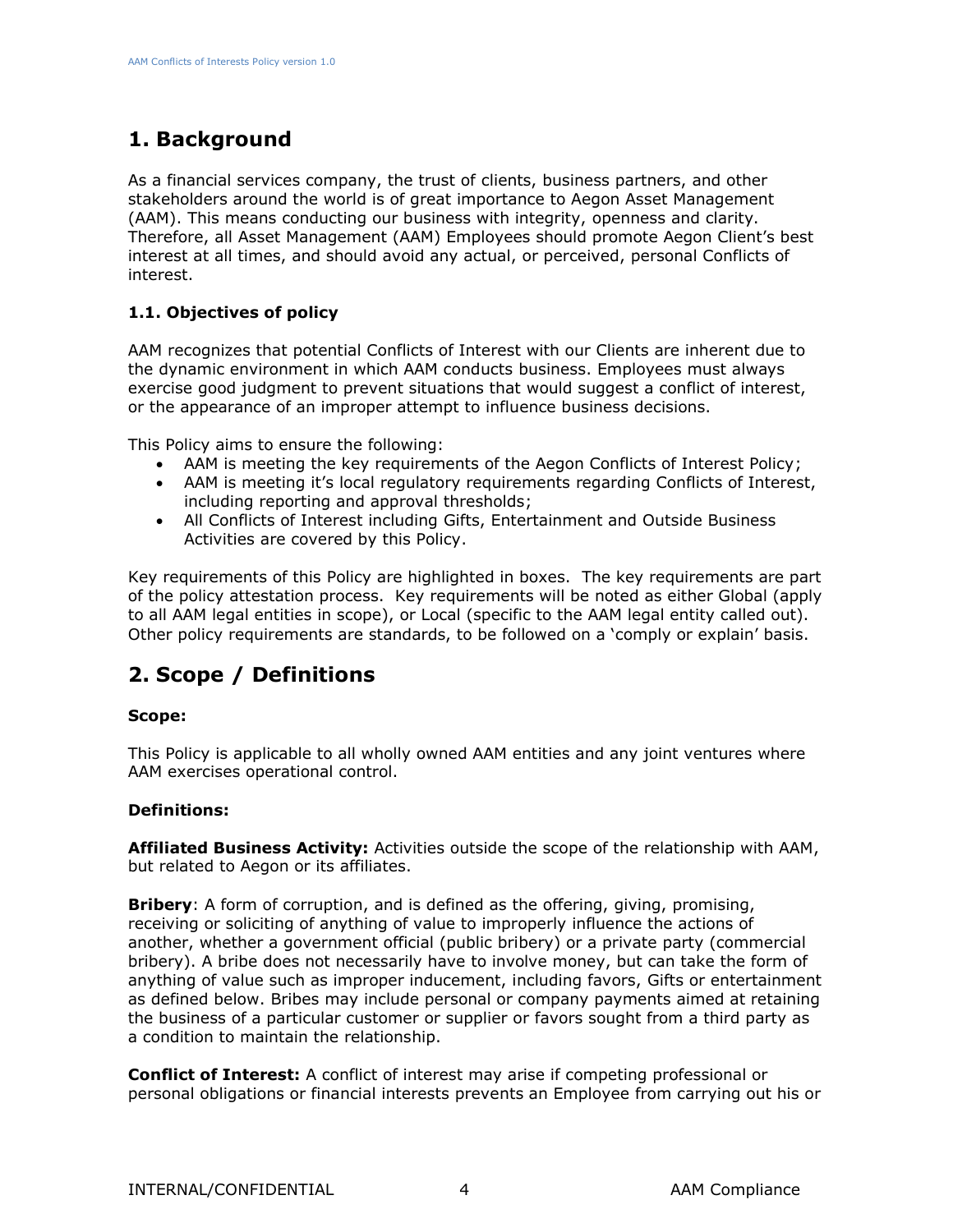# 1. Background

As a financial services company, the trust of clients, business partners, and other stakeholders around the world is of great importance to Aegon Asset Management (AAM). This means conducting our business with integrity, openness and clarity. Therefore, all Asset Management (AAM) Employees should promote Aegon Client's best interest at all times, and should avoid any actual, or perceived, personal Conflicts of interest.

### 1.1. Objectives of policy

AAM recognizes that potential Conflicts of Interest with our Clients are inherent due to the dynamic environment in which AAM conducts business. Employees must always exercise good judgment to prevent situations that would suggest a conflict of interest, or the appearance of an improper attempt to influence business decisions.

This Policy aims to ensure the following:

- AAM is meeting the key requirements of the Aegon Conflicts of Interest Policy;
- AAM is meeting it's local regulatory requirements regarding Conflicts of Interest, including reporting and approval thresholds;
- All Conflicts of Interest including Gifts, Entertainment and Outside Business Activities are covered by this Policy.

Key requirements of this Policy are highlighted in boxes. The key requirements are part of the policy attestation process. Key requirements will be noted as either Global (apply to all AAM legal entities in scope), or Local (specific to the AAM legal entity called out). Other policy requirements are standards, to be followed on a 'comply or explain' basis.

# 2. Scope / Definitions

**Scope:**

This Policy is applicable to all wholly owned AAM entities and any joint ventures where AAM exercises operational control.

**Definitions:**

**Affiliated Business Activity:** Activities outside the scope of the relationship with AAM, but related to Aegon or its affiliates.

**Bribery**: A form of corruption, and is defined as the offering, giving, promising, receiving or soliciting of anything of value to improperly influence the actions of another, whether a government official (public bribery) or a private party (commercial bribery). A bribe does not necessarily have to involve money, but can take the form of anything of value such as improper inducement, including favors, Gifts or entertainment as defined below. Bribes may include personal or company payments aimed at retaining the business of a particular customer or supplier or favors sought from a third party as a condition to maintain the relationship.

**Conflict of Interest:** A conflict of interest may arise if competing professional or personal obligations or financial interests prevents an Employee from carrying out his or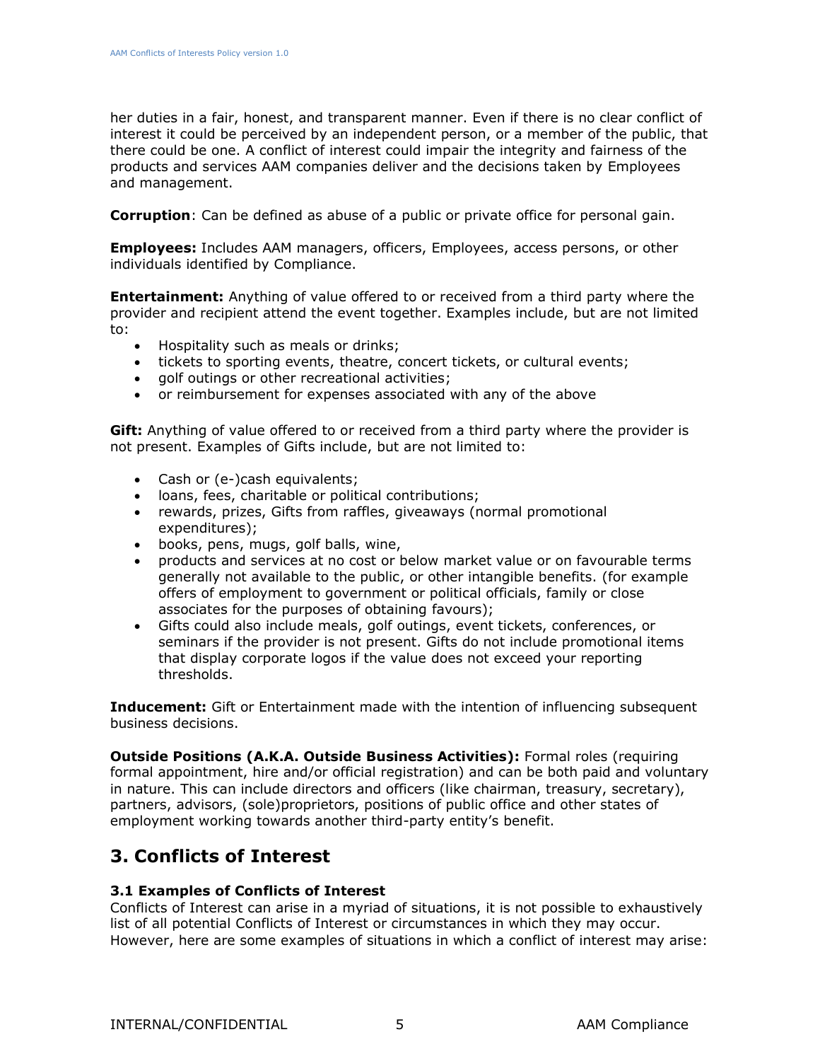her duties in a fair, honest, and transparent manner. Even if there is no clear conflict of interest it could be perceived by an independent person, or a member of the public, that there could be one. A conflict of interest could impair the integrity and fairness of the products and services AAM companies deliver and the decisions taken by Employees and management.

**Corruption**: Can be defined as abuse of a public or private office for personal gain.

**Employees:** Includes AAM managers, officers, Employees, access persons, or other individuals identified by Compliance.

**Entertainment:** Anything of value offered to or received from a third party where the provider and recipient attend the event together. Examples include, but are not limited to:

- Hospitality such as meals or drinks;
- tickets to sporting events, theatre, concert tickets, or cultural events;
- golf outings or other recreational activities;
- or reimbursement for expenses associated with any of the above

**Gift:** Anything of value offered to or received from a third party where the provider is not present. Examples of Gifts include, but are not limited to:

- Cash or (e-)cash equivalents;
- loans, fees, charitable or political contributions;
- rewards, prizes, Gifts from raffles, giveaways (normal promotional expenditures);
- books, pens, mugs, golf balls, wine,
- products and services at no cost or below market value or on favourable terms generally not available to the public, or other intangible benefits. (for example offers of employment to government or political officials, family or close associates for the purposes of obtaining favours);
- Gifts could also include meals, golf outings, event tickets, conferences, or seminars if the provider is not present. Gifts do not include promotional items that display corporate logos if the value does not exceed your reporting thresholds.

**Inducement:** Gift or Entertainment made with the intention of influencing subsequent business decisions.

**Outside Positions (A.K.A. Outside Business Activities):** Formal roles (requiring formal appointment, hire and/or official registration) and can be both paid and voluntary in nature. This can include directors and officers (like chairman, treasury, secretary), partners, advisors, (sole)proprietors, positions of public office and other states of employment working towards another third-party entity's benefit.

## 3. Conflicts of Interest

### 3.1 Examples of Conflicts of Interest

Conflicts of Interest can arise in a myriad of situations, it is not possible to exhaustively list of all potential Conflicts of Interest or circumstances in which they may occur. However, here are some examples of situations in which a conflict of interest may arise: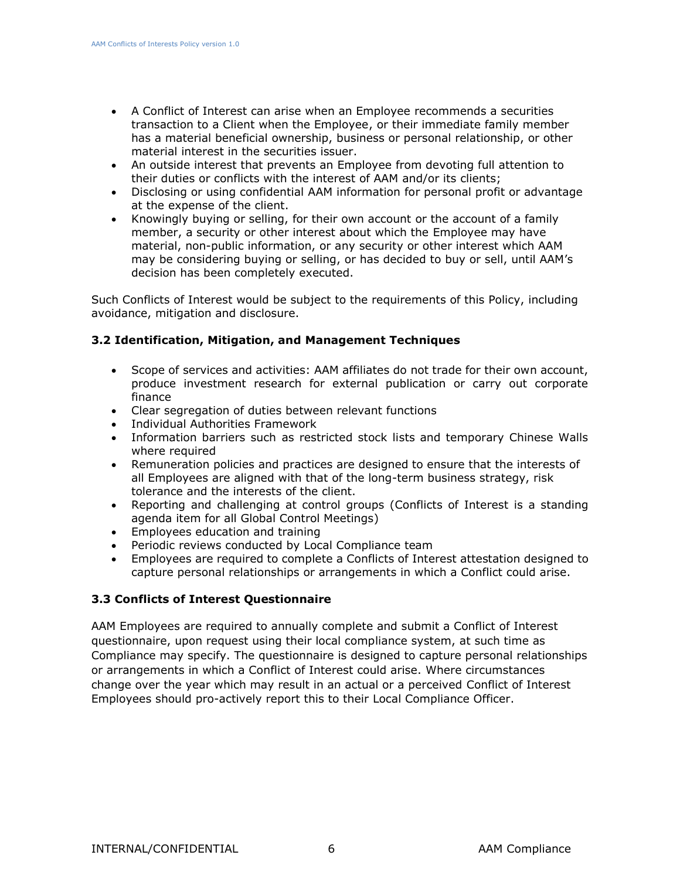- A Conflict of Interest can arise when an Employee recommends a securities transaction to a Client when the Employee, or their immediate family member has a material beneficial ownership, business or personal relationship, or other material interest in the securities issuer.
- An outside interest that prevents an Employee from devoting full attention to their duties or conflicts with the interest of AAM and/or its clients;
- Disclosing or using confidential AAM information for personal profit or advantage at the expense of the client.
- Knowingly buying or selling, for their own account or the account of a family member, a security or other interest about which the Employee may have material, non-public information, or any security or other interest which AAM may be considering buying or selling, or has decided to buy or sell, until AAM's decision has been completely executed.

Such Conflicts of Interest would be subject to the requirements of this Policy, including avoidance, mitigation and disclosure.

### 3.2 Identification, Mitigation, and Management Techniques

- Scope of services and activities: AAM affiliates do not trade for their own account, produce investment research for external publication or carry out corporate finance
- Clear segregation of duties between relevant functions
- Individual Authorities Framework
- Information barriers such as restricted stock lists and temporary Chinese Walls where required
- Remuneration policies and practices are designed to ensure that the interests of all Employees are aligned with that of the long-term business strategy, risk tolerance and the interests of the client.
- Reporting and challenging at control groups (Conflicts of Interest is a standing agenda item for all Global Control Meetings)
- Employees education and training
- Periodic reviews conducted by Local Compliance team
- Employees are required to complete a Conflicts of Interest attestation designed to capture personal relationships or arrangements in which a Conflict could arise.

### 3.3 Conflicts of Interest Questionnaire

AAM Employees are required to annually complete and submit a Conflict of Interest questionnaire, upon request using their local compliance system, at such time as Compliance may specify. The questionnaire is designed to capture personal relationships or arrangements in which a Conflict of Interest could arise. Where circumstances change over the year which may result in an actual or a perceived Conflict of Interest Employees should pro-actively report this to their Local Compliance Officer.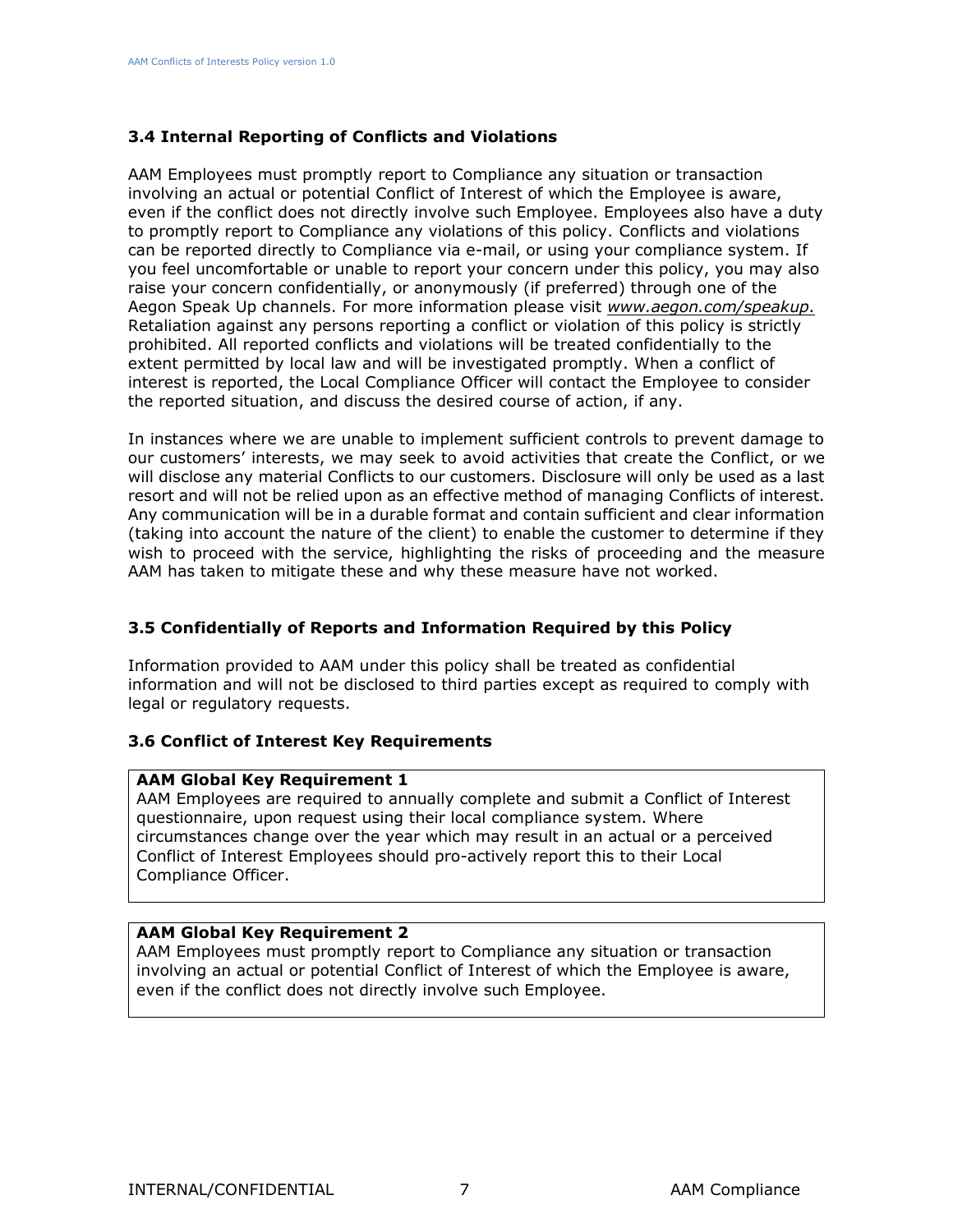### 3.4 Internal Reporting of Conflicts and Violations

AAM Employees must promptly report to Compliance any situation or transaction involving an actual or potential Conflict of Interest of which the Employee is aware, even if the conflict does not directly involve such Employee. Employees also have a duty to promptly report to Compliance any violations of this policy. Conflicts and violations can be reported directly to Compliance via e-mail, or using your compliance system. If you feel uncomfortable or unable to report your concern under this policy, you may also raise your concern confidentially, or anonymously (if preferred) through one of the Aegon Speak Up channels. For more information please visit *www.aegon.com/speakup.* Retaliation against any persons reporting a conflict or violation of this policy is strictly prohibited. All reported conflicts and violations will be treated confidentially to the extent permitted by local law and will be investigated promptly. When a conflict of interest is reported, the Local Compliance Officer will contact the Employee to consider the reported situation, and discuss the desired course of action, if any.

In instances where we are unable to implement sufficient controls to prevent damage to our customers' interests, we may seek to avoid activities that create the Conflict, or we will disclose any material Conflicts to our customers. Disclosure will only be used as a last resort and will not be relied upon as an effective method of managing Conflicts of interest. Any communication will be in a durable format and contain sufficient and clear information (taking into account the nature of the client) to enable the customer to determine if they wish to proceed with the service, highlighting the risks of proceeding and the measure AAM has taken to mitigate these and why these measure have not worked.

### 3.5 Confidentially of Reports and Information Required by this Policy

Information provided to AAM under this policy shall be treated as confidential information and will not be disclosed to third parties except as required to comply with legal or regulatory requests.

### 3.6 Conflict of Interest Key Requirements

**AAM Global Key Requirement 1**
AAM Employees are required to annually complete and submit a Conflict of Interest questionnaire, upon request using their local compliance system. Where circumstances change over the year which may result in an actual or a perceived Conflict of Interest Employees should pro-actively report this to their Local Compliance Officer.

**AAM Global Key Requirement 2**
AAM Employees must promptly report to Compliance any situation or transaction involving an actual or potential Conflict of Interest of which the Employee is aware, even if the conflict does not directly involve such Employee.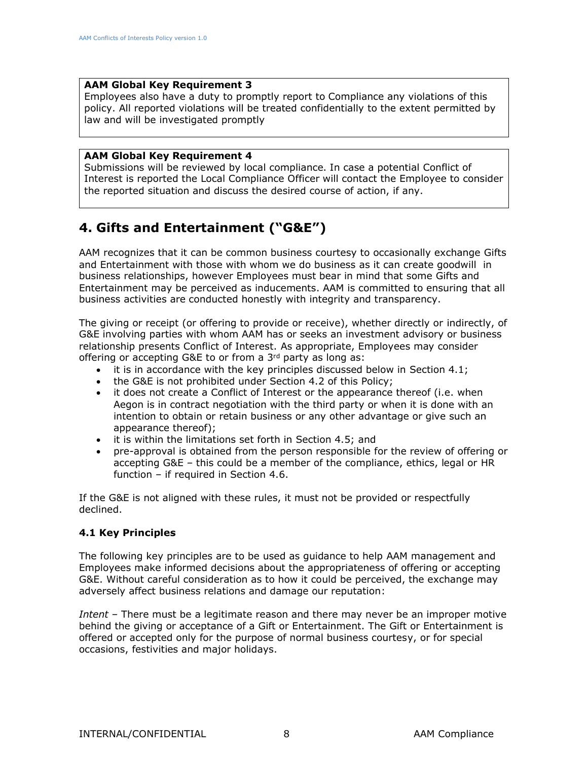**AAM Global Key Requirement 3**
Employees also have a duty to promptly report to Compliance any violations of this policy. All reported violations will be treated confidentially to the extent permitted by law and will be investigated promptly

**AAM Global Key Requirement 4**
Submissions will be reviewed by local compliance. In case a potential Conflict of Interest is reported the Local Compliance Officer will contact the Employee to consider the reported situation and discuss the desired course of action, if any.

## 4. Gifts and Entertainment ("G&E")

AAM recognizes that it can be common business courtesy to occasionally exchange Gifts and Entertainment with those with whom we do business as it can create goodwill in business relationships, however Employees must bear in mind that some Gifts and Entertainment may be perceived as inducements. AAM is committed to ensuring that all business activities are conducted honestly with integrity and transparency.

The giving or receipt (or offering to provide or receive), whether directly or indirectly, of G&E involving parties with whom AAM has or seeks an investment advisory or business relationship presents Conflict of Interest. As appropriate, Employees may consider offering or accepting G&E to or from a 3rd party as long as:

- it is in accordance with the key principles discussed below in Section 4.1;
- the G&E is not prohibited under Section 4.2 of this Policy;
- it does not create a Conflict of Interest or the appearance thereof (i.e. when Aegon is in contract negotiation with the third party or when it is done with an intention to obtain or retain business or any other advantage or give such an appearance thereof);
- it is within the limitations set forth in Section 4.5; and
- pre-approval is obtained from the person responsible for the review of offering or accepting G&E – this could be a member of the compliance, ethics, legal or HR function – if required in Section 4.6.

If the G&E is not aligned with these rules, it must not be provided or respectfully declined.

### 4.1 Key Principles

The following key principles are to be used as guidance to help AAM management and Employees make informed decisions about the appropriateness of offering or accepting G&E. Without careful consideration as to how it could be perceived, the exchange may adversely affect business relations and damage our reputation:

*Intent* – There must be a legitimate reason and there may never be an improper motive behind the giving or acceptance of a Gift or Entertainment. The Gift or Entertainment is offered or accepted only for the purpose of normal business courtesy, or for special occasions, festivities and major holidays.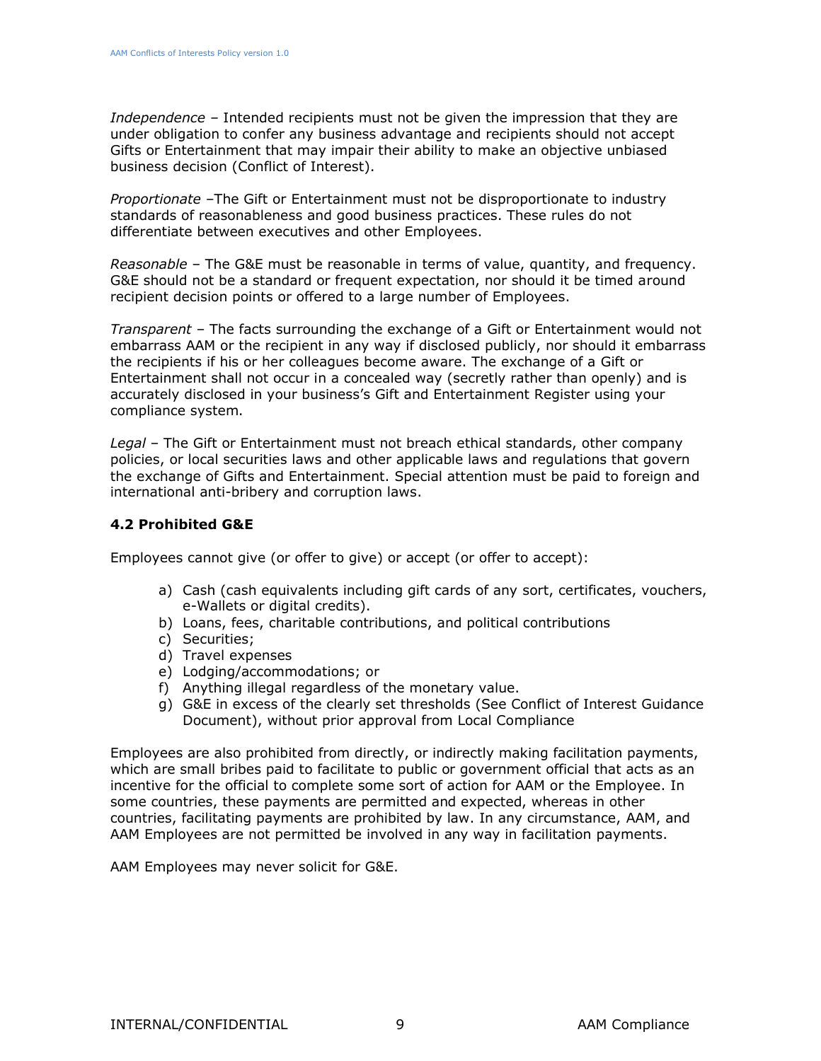*Independence* – Intended recipients must not be given the impression that they are under obligation to confer any business advantage and recipients should not accept Gifts or Entertainment that may impair their ability to make an objective unbiased business decision (Conflict of Interest).

*Proportionate* –The Gift or Entertainment must not be disproportionate to industry standards of reasonableness and good business practices. These rules do not differentiate between executives and other Employees.

*Reasonable* – The G&E must be reasonable in terms of value, quantity, and frequency. G&E should not be a standard or frequent expectation, nor should it be timed around recipient decision points or offered to a large number of Employees.

*Transparent* – The facts surrounding the exchange of a Gift or Entertainment would not embarrass AAM or the recipient in any way if disclosed publicly, nor should it embarrass the recipients if his or her colleagues become aware. The exchange of a Gift or Entertainment shall not occur in a concealed way (secretly rather than openly) and is accurately disclosed in your business's Gift and Entertainment Register using your compliance system.

*Legal* – The Gift or Entertainment must not breach ethical standards, other company policies, or local securities laws and other applicable laws and regulations that govern the exchange of Gifts and Entertainment. Special attention must be paid to foreign and international anti-bribery and corruption laws.

### 4.2 Prohibited G&E

Employees cannot give (or offer to give) or accept (or offer to accept):

a) Cash (cash equivalents including gift cards of any sort, certificates, vouchers, e-Wallets or digital credits).
b) Loans, fees, charitable contributions, and political contributions
c) Securities;
d) Travel expenses
e) Lodging/accommodations; or
f) Anything illegal regardless of the monetary value.
g) G&E in excess of the clearly set thresholds (See Conflict of Interest Guidance Document), without prior approval from Local Compliance

Employees are also prohibited from directly, or indirectly making facilitation payments, which are small bribes paid to facilitate to public or government official that acts as an incentive for the official to complete some sort of action for AAM or the Employee. In some countries, these payments are permitted and expected, whereas in other countries, facilitating payments are prohibited by law. In any circumstance, AAM, and AAM Employees are not permitted be involved in any way in facilitation payments.

AAM Employees may never solicit for G&E.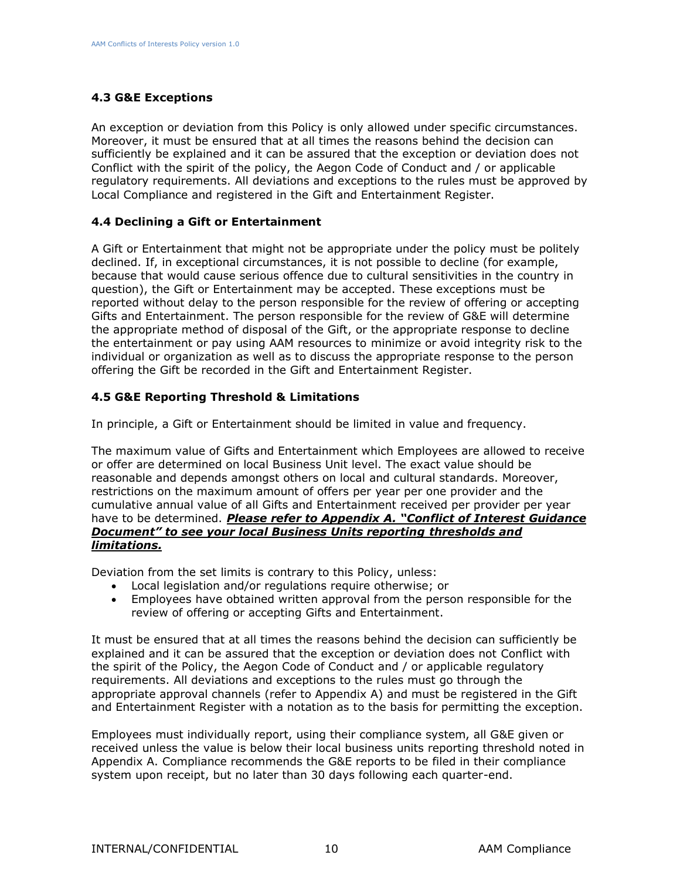### 4.3 G&E Exceptions

An exception or deviation from this Policy is only allowed under specific circumstances. Moreover, it must be ensured that at all times the reasons behind the decision can sufficiently be explained and it can be assured that the exception or deviation does not Conflict with the spirit of the policy, the Aegon Code of Conduct and / or applicable regulatory requirements. All deviations and exceptions to the rules must be approved by Local Compliance and registered in the Gift and Entertainment Register.

### 4.4 Declining a Gift or Entertainment

A Gift or Entertainment that might not be appropriate under the policy must be politely declined. If, in exceptional circumstances, it is not possible to decline (for example, because that would cause serious offence due to cultural sensitivities in the country in question), the Gift or Entertainment may be accepted. These exceptions must be reported without delay to the person responsible for the review of offering or accepting Gifts and Entertainment. The person responsible for the review of G&E will determine the appropriate method of disposal of the Gift, or the appropriate response to decline the entertainment or pay using AAM resources to minimize or avoid integrity risk to the individual or organization as well as to discuss the appropriate response to the person offering the Gift be recorded in the Gift and Entertainment Register.

### 4.5 G&E Reporting Threshold & Limitations

In principle, a Gift or Entertainment should be limited in value and frequency.

The maximum value of Gifts and Entertainment which Employees are allowed to receive or offer are determined on local Business Unit level. The exact value should be reasonable and depends amongst others on local and cultural standards. Moreover, restrictions on the maximum amount of offers per year per one provider and the cumulative annual value of all Gifts and Entertainment received per provider per year have to be determined. ***Please refer to Appendix A. "Conflict of Interest Guidance Document" to see your local Business Units reporting thresholds and limitations.***

Deviation from the set limits is contrary to this Policy, unless:

- Local legislation and/or regulations require otherwise; or
- Employees have obtained written approval from the person responsible for the review of offering or accepting Gifts and Entertainment.

It must be ensured that at all times the reasons behind the decision can sufficiently be explained and it can be assured that the exception or deviation does not Conflict with the spirit of the Policy, the Aegon Code of Conduct and / or applicable regulatory requirements. All deviations and exceptions to the rules must go through the appropriate approval channels (refer to Appendix A) and must be registered in the Gift and Entertainment Register with a notation as to the basis for permitting the exception.

Employees must individually report, using their compliance system, all G&E given or received unless the value is below their local business units reporting threshold noted in Appendix A. Compliance recommends the G&E reports to be filed in their compliance system upon receipt, but no later than 30 days following each quarter-end.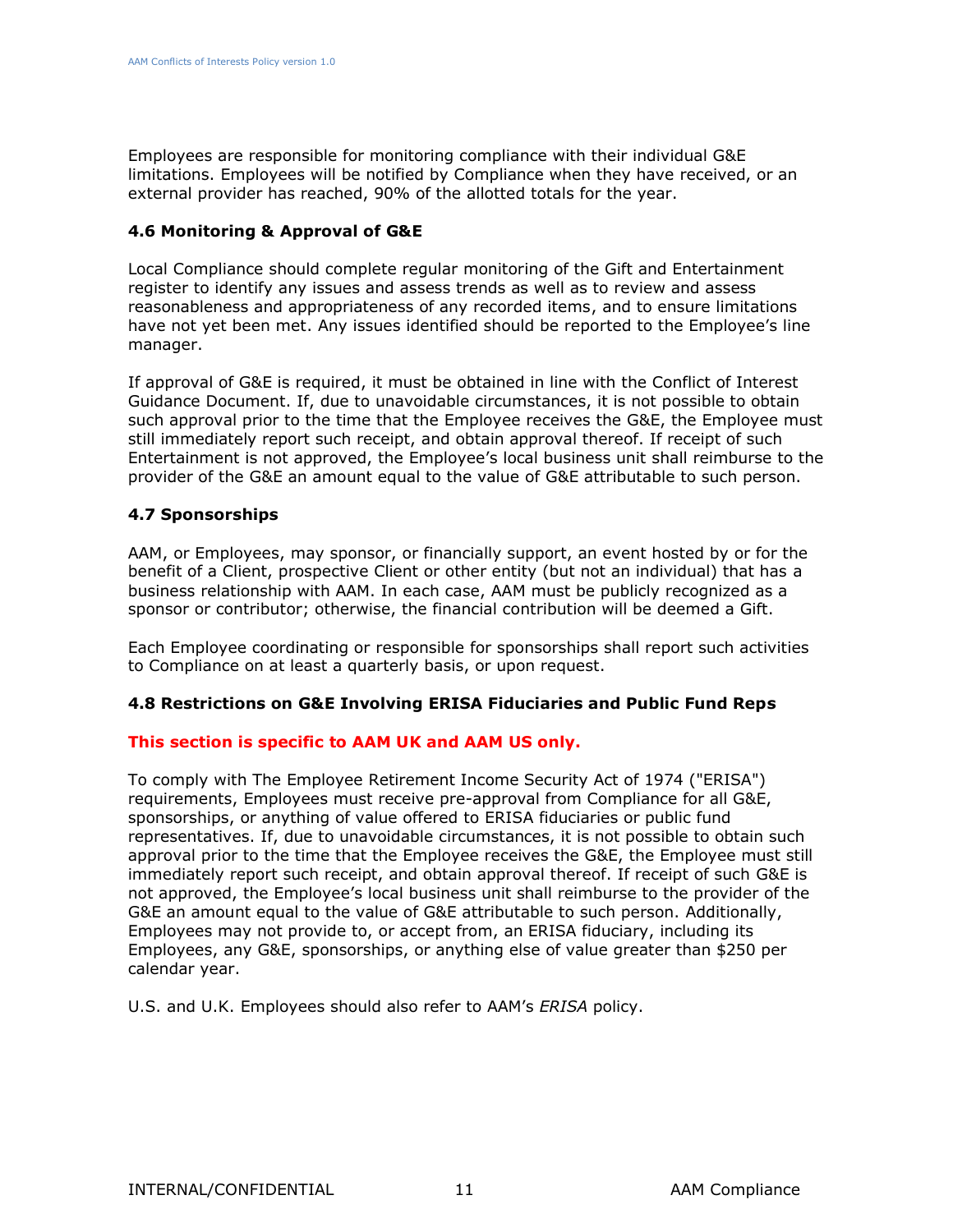Employees are responsible for monitoring compliance with their individual G&E limitations. Employees will be notified by Compliance when they have received, or an external provider has reached, 90% of the allotted totals for the year.

### 4.6 Monitoring & Approval of G&E

Local Compliance should complete regular monitoring of the Gift and Entertainment register to identify any issues and assess trends as well as to review and assess reasonableness and appropriateness of any recorded items, and to ensure limitations have not yet been met. Any issues identified should be reported to the Employee's line manager.

If approval of G&E is required, it must be obtained in line with the Conflict of Interest Guidance Document. If, due to unavoidable circumstances, it is not possible to obtain such approval prior to the time that the Employee receives the G&E, the Employee must still immediately report such receipt, and obtain approval thereof. If receipt of such Entertainment is not approved, the Employee's local business unit shall reimburse to the provider of the G&E an amount equal to the value of G&E attributable to such person.

### 4.7 Sponsorships

AAM, or Employees, may sponsor, or financially support, an event hosted by or for the benefit of a Client, prospective Client or other entity (but not an individual) that has a business relationship with AAM. In each case, AAM must be publicly recognized as a sponsor or contributor; otherwise, the financial contribution will be deemed a Gift.

Each Employee coordinating or responsible for sponsorships shall report such activities to Compliance on at least a quarterly basis, or upon request.

### 4.8 Restrictions on G&E Involving ERISA Fiduciaries and Public Fund Reps

**This section is specific to AAM UK and AAM US only.**

To comply with The Employee Retirement Income Security Act of 1974 ("ERISA") requirements, Employees must receive pre-approval from Compliance for all G&E, sponsorships, or anything of value offered to ERISA fiduciaries or public fund representatives. If, due to unavoidable circumstances, it is not possible to obtain such approval prior to the time that the Employee receives the G&E, the Employee must still immediately report such receipt, and obtain approval thereof. If receipt of such G&E is not approved, the Employee's local business unit shall reimburse to the provider of the G&E an amount equal to the value of G&E attributable to such person. Additionally, Employees may not provide to, or accept from, an ERISA fiduciary, including its Employees, any G&E, sponsorships, or anything else of value greater than $250 per calendar year.

U.S. and U.K. Employees should also refer to AAM's *ERISA* policy.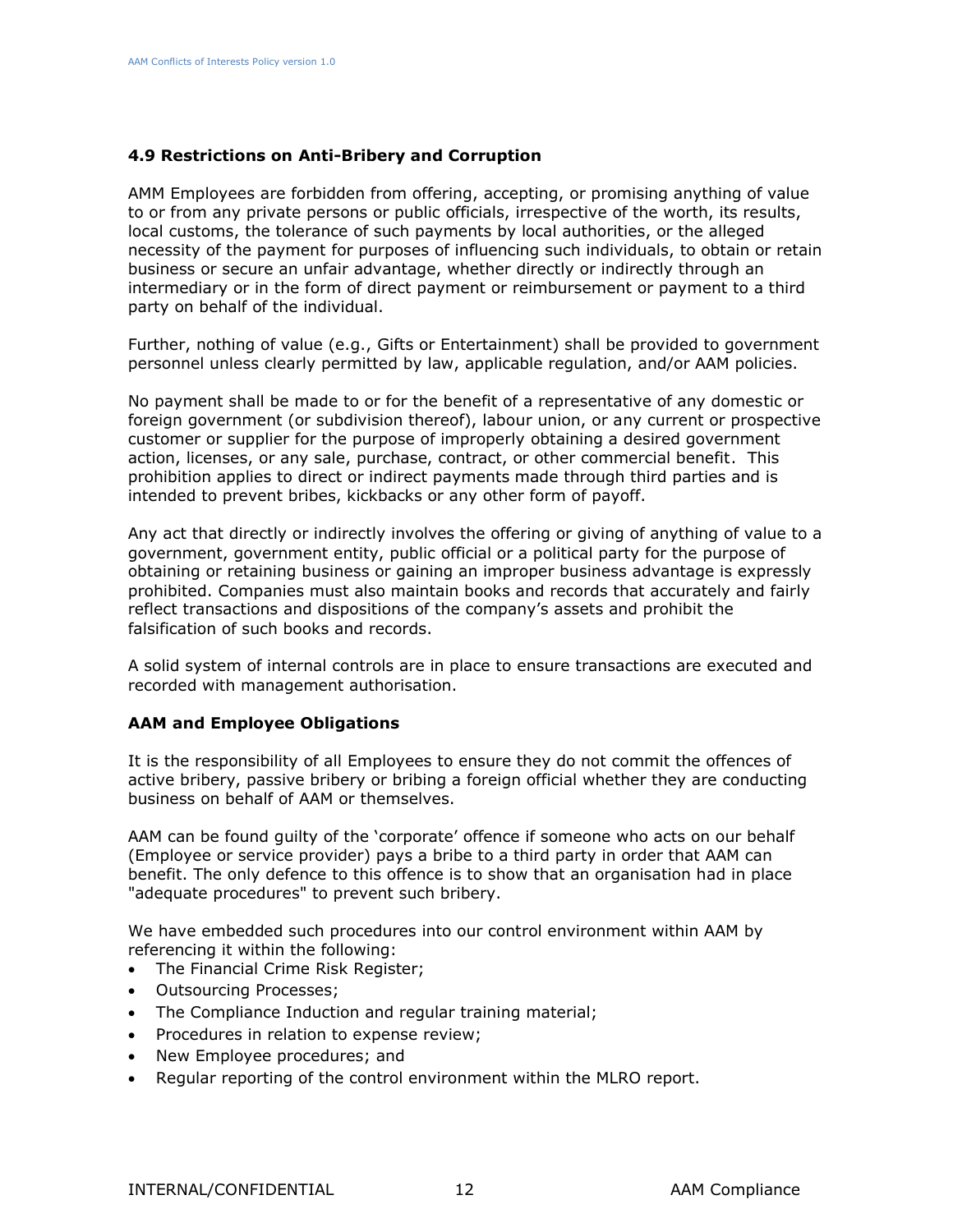### 4.9 Restrictions on Anti-Bribery and Corruption

AMM Employees are forbidden from offering, accepting, or promising anything of value to or from any private persons or public officials, irrespective of the worth, its results, local customs, the tolerance of such payments by local authorities, or the alleged necessity of the payment for purposes of influencing such individuals, to obtain or retain business or secure an unfair advantage, whether directly or indirectly through an intermediary or in the form of direct payment or reimbursement or payment to a third party on behalf of the individual.

Further, nothing of value (e.g., Gifts or Entertainment) shall be provided to government personnel unless clearly permitted by law, applicable regulation, and/or AAM policies.

No payment shall be made to or for the benefit of a representative of any domestic or foreign government (or subdivision thereof), labour union, or any current or prospective customer or supplier for the purpose of improperly obtaining a desired government action, licenses, or any sale, purchase, contract, or other commercial benefit. This prohibition applies to direct or indirect payments made through third parties and is intended to prevent bribes, kickbacks or any other form of payoff.

Any act that directly or indirectly involves the offering or giving of anything of value to a government, government entity, public official or a political party for the purpose of obtaining or retaining business or gaining an improper business advantage is expressly prohibited. Companies must also maintain books and records that accurately and fairly reflect transactions and dispositions of the company's assets and prohibit the falsification of such books and records.

A solid system of internal controls are in place to ensure transactions are executed and recorded with management authorisation.

**AAM and Employee Obligations**

It is the responsibility of all Employees to ensure they do not commit the offences of active bribery, passive bribery or bribing a foreign official whether they are conducting business on behalf of AAM or themselves.

AAM can be found guilty of the 'corporate' offence if someone who acts on our behalf (Employee or service provider) pays a bribe to a third party in order that AAM can benefit. The only defence to this offence is to show that an organisation had in place "adequate procedures" to prevent such bribery.

We have embedded such procedures into our control environment within AAM by referencing it within the following:

- The Financial Crime Risk Register;
- Outsourcing Processes;
- The Compliance Induction and regular training material;
- Procedures in relation to expense review;
- New Employee procedures; and
- Regular reporting of the control environment within the MLRO report.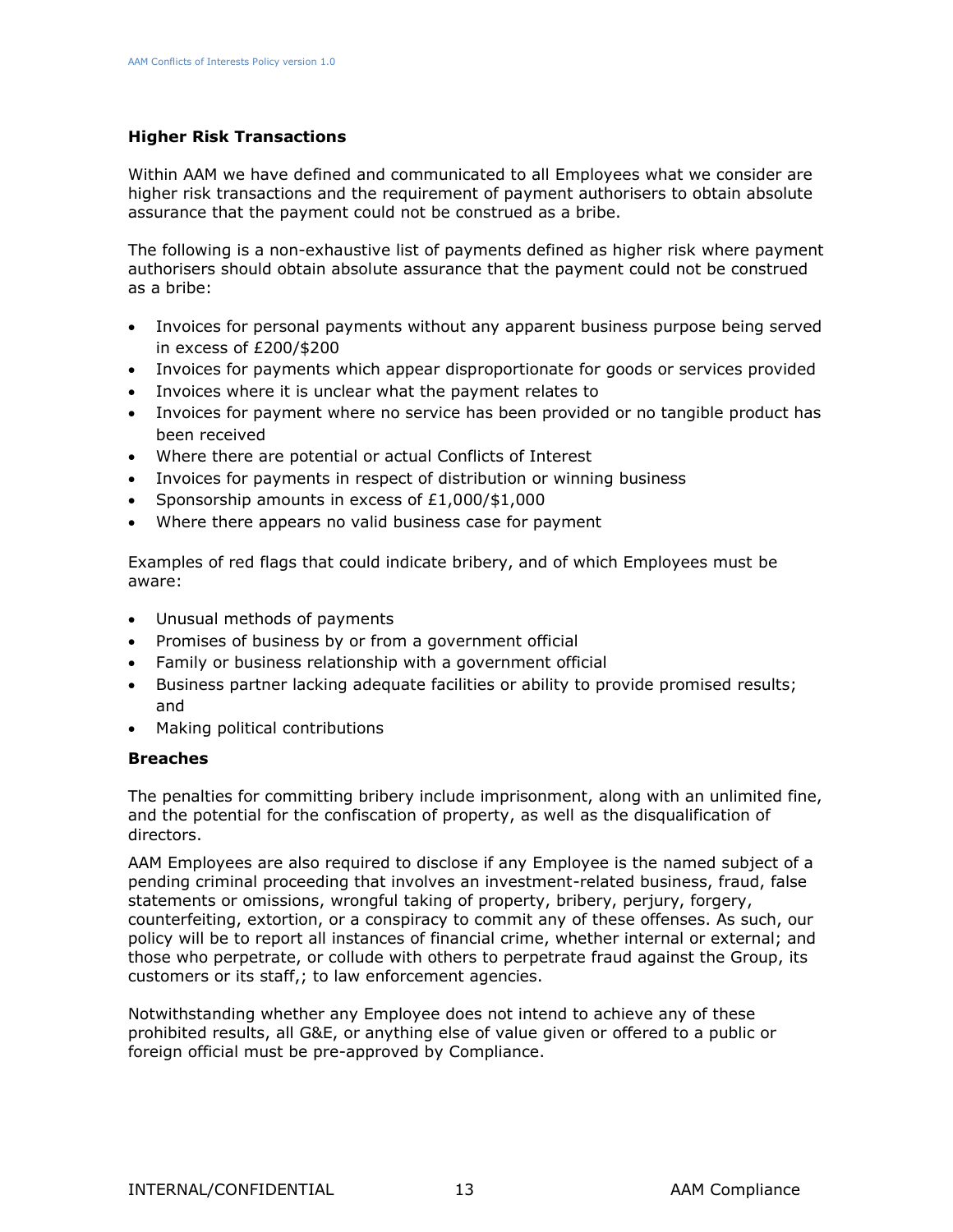**Higher Risk Transactions**

Within AAM we have defined and communicated to all Employees what we consider are higher risk transactions and the requirement of payment authorisers to obtain absolute assurance that the payment could not be construed as a bribe.

The following is a non-exhaustive list of payments defined as higher risk where payment authorisers should obtain absolute assurance that the payment could not be construed as a bribe:

- Invoices for personal payments without any apparent business purpose being served in excess of £200/$200
- Invoices for payments which appear disproportionate for goods or services provided
- Invoices where it is unclear what the payment relates to
- Invoices for payment where no service has been provided or no tangible product has been received
- Where there are potential or actual Conflicts of Interest
- Invoices for payments in respect of distribution or winning business
- Sponsorship amounts in excess of £1,000/$1,000
- Where there appears no valid business case for payment

Examples of red flags that could indicate bribery, and of which Employees must be aware:

- Unusual methods of payments
- Promises of business by or from a government official
- Family or business relationship with a government official
- Business partner lacking adequate facilities or ability to provide promised results; and
- Making political contributions

**Breaches**

The penalties for committing bribery include imprisonment, along with an unlimited fine, and the potential for the confiscation of property, as well as the disqualification of directors.

AAM Employees are also required to disclose if any Employee is the named subject of a pending criminal proceeding that involves an investment-related business, fraud, false statements or omissions, wrongful taking of property, bribery, perjury, forgery, counterfeiting, extortion, or a conspiracy to commit any of these offenses. As such, our policy will be to report all instances of financial crime, whether internal or external; and those who perpetrate, or collude with others to perpetrate fraud against the Group, its customers or its staff,; to law enforcement agencies.

Notwithstanding whether any Employee does not intend to achieve any of these prohibited results, all G&E, or anything else of value given or offered to a public or foreign official must be pre-approved by Compliance.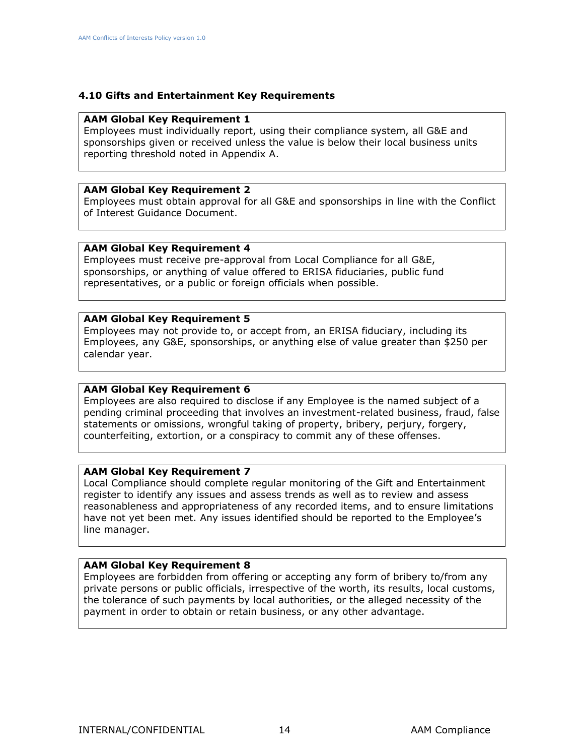### 4.10 Gifts and Entertainment Key Requirements

**AAM Global Key Requirement 1**
Employees must individually report, using their compliance system, all G&E and sponsorships given or received unless the value is below their local business units reporting threshold noted in Appendix A.

**AAM Global Key Requirement 2**
Employees must obtain approval for all G&E and sponsorships in line with the Conflict of Interest Guidance Document.

**AAM Global Key Requirement 4**
Employees must receive pre-approval from Local Compliance for all G&E, sponsorships, or anything of value offered to ERISA fiduciaries, public fund representatives, or a public or foreign officials when possible.

**AAM Global Key Requirement 5**
Employees may not provide to, or accept from, an ERISA fiduciary, including its Employees, any G&E, sponsorships, or anything else of value greater than $250 per calendar year.

**AAM Global Key Requirement 6**
Employees are also required to disclose if any Employee is the named subject of a pending criminal proceeding that involves an investment-related business, fraud, false statements or omissions, wrongful taking of property, bribery, perjury, forgery, counterfeiting, extortion, or a conspiracy to commit any of these offenses.

**AAM Global Key Requirement 7**
Local Compliance should complete regular monitoring of the Gift and Entertainment register to identify any issues and assess trends as well as to review and assess reasonableness and appropriateness of any recorded items, and to ensure limitations have not yet been met. Any issues identified should be reported to the Employee's line manager.

**AAM Global Key Requirement 8**
Employees are forbidden from offering or accepting any form of bribery to/from any private persons or public officials, irrespective of the worth, its results, local customs, the tolerance of such payments by local authorities, or the alleged necessity of the payment in order to obtain or retain business, or any other advantage.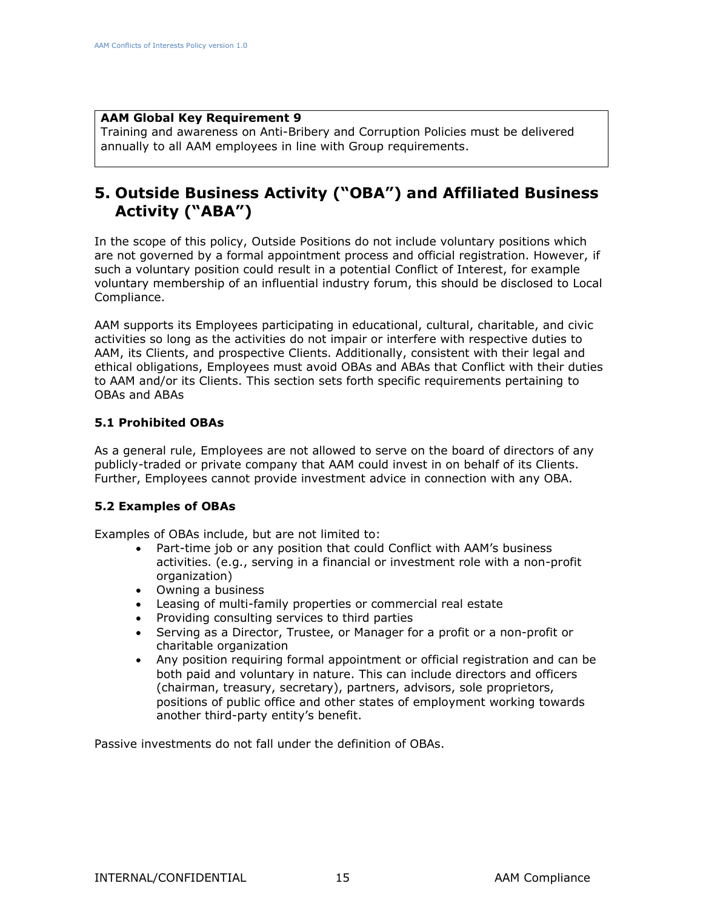**AAM Global Key Requirement 9**
Training and awareness on Anti-Bribery and Corruption Policies must be delivered annually to all AAM employees in line with Group requirements.

## 5. Outside Business Activity ("OBA") and Affiliated Business Activity ("ABA")

In the scope of this policy, Outside Positions do not include voluntary positions which are not governed by a formal appointment process and official registration. However, if such a voluntary position could result in a potential Conflict of Interest, for example voluntary membership of an influential industry forum, this should be disclosed to Local Compliance.

AAM supports its Employees participating in educational, cultural, charitable, and civic activities so long as the activities do not impair or interfere with respective duties to AAM, its Clients, and prospective Clients. Additionally, consistent with their legal and ethical obligations, Employees must avoid OBAs and ABAs that Conflict with their duties to AAM and/or its Clients. This section sets forth specific requirements pertaining to OBAs and ABAs

### 5.1 Prohibited OBAs

As a general rule, Employees are not allowed to serve on the board of directors of any publicly-traded or private company that AAM could invest in on behalf of its Clients. Further, Employees cannot provide investment advice in connection with any OBA.

### 5.2 Examples of OBAs

Examples of OBAs include, but are not limited to:

- Part-time job or any position that could Conflict with AAM's business activities. (e.g., serving in a financial or investment role with a non-profit organization)
- Owning a business
- Leasing of multi-family properties or commercial real estate
- Providing consulting services to third parties
- Serving as a Director, Trustee, or Manager for a profit or a non-profit or charitable organization
- Any position requiring formal appointment or official registration and can be both paid and voluntary in nature. This can include directors and officers (chairman, treasury, secretary), partners, advisors, sole proprietors, positions of public office and other states of employment working towards another third-party entity's benefit.

Passive investments do not fall under the definition of OBAs.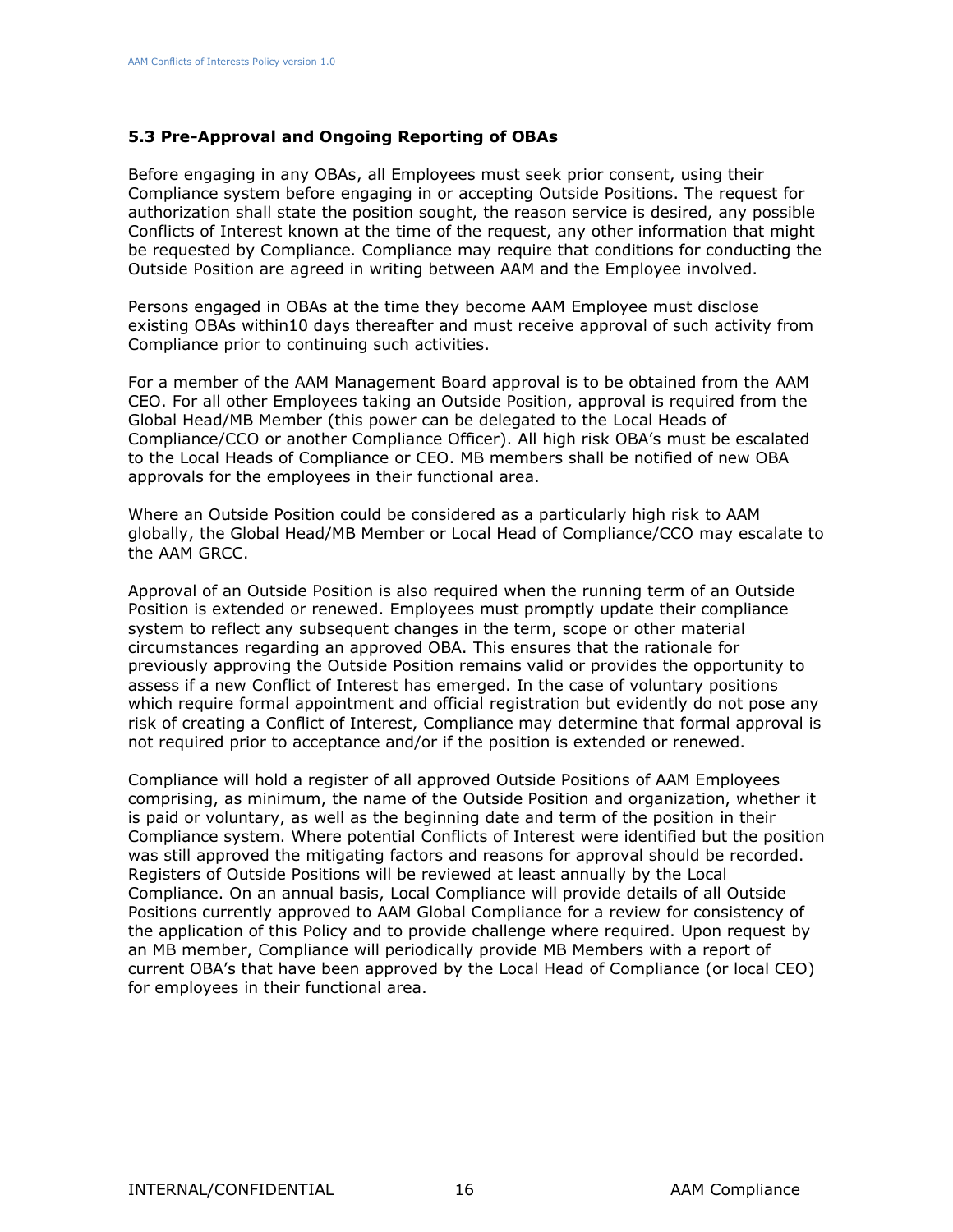### 5.3 Pre-Approval and Ongoing Reporting of OBAs

Before engaging in any OBAs, all Employees must seek prior consent, using their Compliance system before engaging in or accepting Outside Positions. The request for authorization shall state the position sought, the reason service is desired, any possible Conflicts of Interest known at the time of the request, any other information that might be requested by Compliance. Compliance may require that conditions for conducting the Outside Position are agreed in writing between AAM and the Employee involved.

Persons engaged in OBAs at the time they become AAM Employee must disclose existing OBAs within10 days thereafter and must receive approval of such activity from Compliance prior to continuing such activities.

For a member of the AAM Management Board approval is to be obtained from the AAM CEO. For all other Employees taking an Outside Position, approval is required from the Global Head/MB Member (this power can be delegated to the Local Heads of Compliance/CCO or another Compliance Officer). All high risk OBA's must be escalated to the Local Heads of Compliance or CEO. MB members shall be notified of new OBA approvals for the employees in their functional area.

Where an Outside Position could be considered as a particularly high risk to AAM globally, the Global Head/MB Member or Local Head of Compliance/CCO may escalate to the AAM GRCC.

Approval of an Outside Position is also required when the running term of an Outside Position is extended or renewed. Employees must promptly update their compliance system to reflect any subsequent changes in the term, scope or other material circumstances regarding an approved OBA. This ensures that the rationale for previously approving the Outside Position remains valid or provides the opportunity to assess if a new Conflict of Interest has emerged. In the case of voluntary positions which require formal appointment and official registration but evidently do not pose any risk of creating a Conflict of Interest, Compliance may determine that formal approval is not required prior to acceptance and/or if the position is extended or renewed.

Compliance will hold a register of all approved Outside Positions of AAM Employees comprising, as minimum, the name of the Outside Position and organization, whether it is paid or voluntary, as well as the beginning date and term of the position in their Compliance system. Where potential Conflicts of Interest were identified but the position was still approved the mitigating factors and reasons for approval should be recorded. Registers of Outside Positions will be reviewed at least annually by the Local Compliance. On an annual basis, Local Compliance will provide details of all Outside Positions currently approved to AAM Global Compliance for a review for consistency of the application of this Policy and to provide challenge where required. Upon request by an MB member, Compliance will periodically provide MB Members with a report of current OBA's that have been approved by the Local Head of Compliance (or local CEO) for employees in their functional area.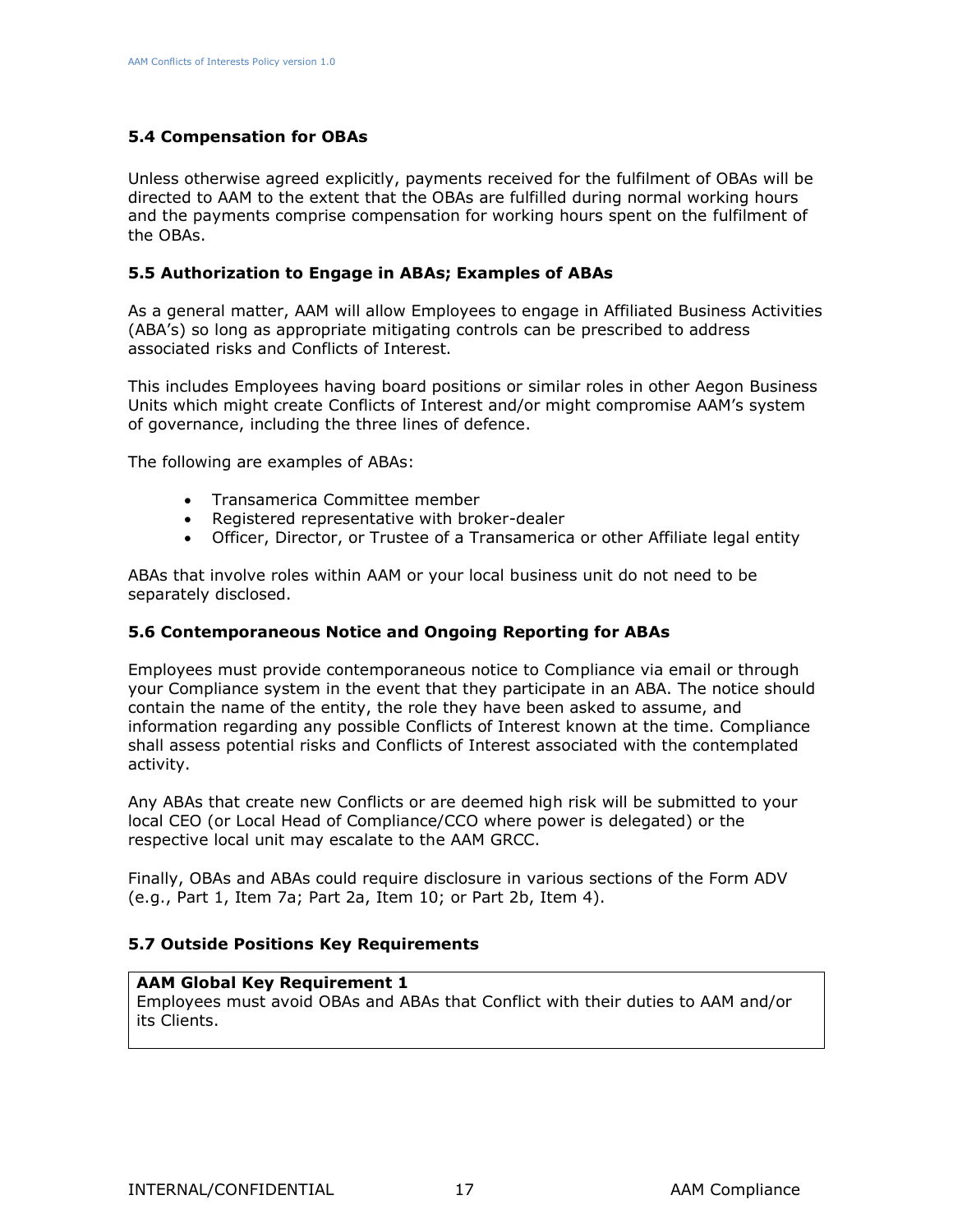### 5.4 Compensation for OBAs

Unless otherwise agreed explicitly, payments received for the fulfilment of OBAs will be directed to AAM to the extent that the OBAs are fulfilled during normal working hours and the payments comprise compensation for working hours spent on the fulfilment of the OBAs.

### 5.5 Authorization to Engage in ABAs; Examples of ABAs

As a general matter, AAM will allow Employees to engage in Affiliated Business Activities (ABA's) so long as appropriate mitigating controls can be prescribed to address associated risks and Conflicts of Interest.

This includes Employees having board positions or similar roles in other Aegon Business Units which might create Conflicts of Interest and/or might compromise AAM's system of governance, including the three lines of defence.

The following are examples of ABAs:

- Transamerica Committee member
- Registered representative with broker-dealer
- Officer, Director, or Trustee of a Transamerica or other Affiliate legal entity

ABAs that involve roles within AAM or your local business unit do not need to be separately disclosed.

### 5.6 Contemporaneous Notice and Ongoing Reporting for ABAs

Employees must provide contemporaneous notice to Compliance via email or through your Compliance system in the event that they participate in an ABA. The notice should contain the name of the entity, the role they have been asked to assume, and information regarding any possible Conflicts of Interest known at the time. Compliance shall assess potential risks and Conflicts of Interest associated with the contemplated activity.

Any ABAs that create new Conflicts or are deemed high risk will be submitted to your local CEO (or Local Head of Compliance/CCO where power is delegated) or the respective local unit may escalate to the AAM GRCC.

Finally, OBAs and ABAs could require disclosure in various sections of the Form ADV (e.g., Part 1, Item 7a; Part 2a, Item 10; or Part 2b, Item 4).

### 5.7 Outside Positions Key Requirements

| **AAM Global Key Requirement 1** |
| --- |
| Employees must avoid OBAs and ABAs that Conflict with their duties to AAM and/or its Clients. |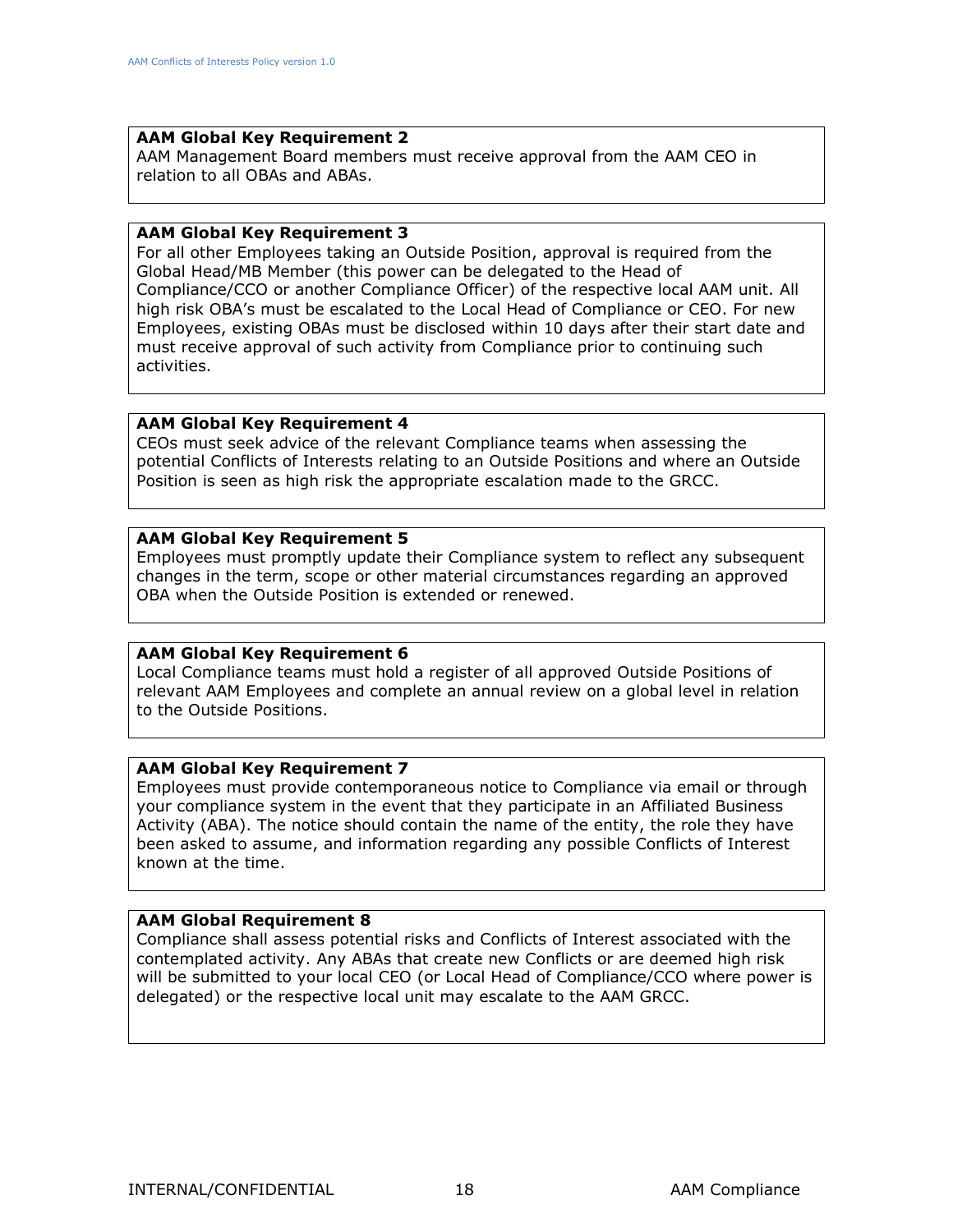**AAM Global Key Requirement 2**
AAM Management Board members must receive approval from the AAM CEO in relation to all OBAs and ABAs.

**AAM Global Key Requirement 3**
For all other Employees taking an Outside Position, approval is required from the Global Head/MB Member (this power can be delegated to the Head of Compliance/CCO or another Compliance Officer) of the respective local AAM unit. All high risk OBA's must be escalated to the Local Head of Compliance or CEO. For new Employees, existing OBAs must be disclosed within 10 days after their start date and must receive approval of such activity from Compliance prior to continuing such activities.

**AAM Global Key Requirement 4**
CEOs must seek advice of the relevant Compliance teams when assessing the potential Conflicts of Interests relating to an Outside Positions and where an Outside Position is seen as high risk the appropriate escalation made to the GRCC.

**AAM Global Key Requirement 5**
Employees must promptly update their Compliance system to reflect any subsequent changes in the term, scope or other material circumstances regarding an approved OBA when the Outside Position is extended or renewed.

**AAM Global Key Requirement 6**
Local Compliance teams must hold a register of all approved Outside Positions of relevant AAM Employees and complete an annual review on a global level in relation to the Outside Positions.

**AAM Global Key Requirement 7**
Employees must provide contemporaneous notice to Compliance via email or through your compliance system in the event that they participate in an Affiliated Business Activity (ABA). The notice should contain the name of the entity, the role they have been asked to assume, and information regarding any possible Conflicts of Interest known at the time.

**AAM Global Requirement 8**
Compliance shall assess potential risks and Conflicts of Interest associated with the contemplated activity. Any ABAs that create new Conflicts or are deemed high risk will be submitted to your local CEO (or Local Head of Compliance/CCO where power is delegated) or the respective local unit may escalate to the AAM GRCC.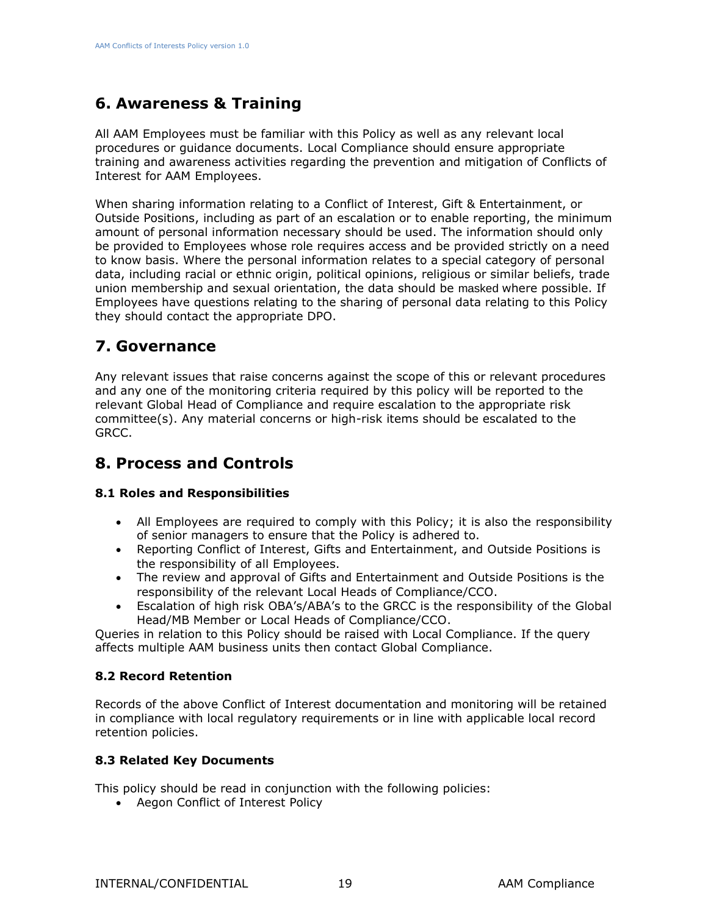## 6. Awareness & Training

All AAM Employees must be familiar with this Policy as well as any relevant local procedures or guidance documents. Local Compliance should ensure appropriate training and awareness activities regarding the prevention and mitigation of Conflicts of Interest for AAM Employees.

When sharing information relating to a Conflict of Interest, Gift & Entertainment, or Outside Positions, including as part of an escalation or to enable reporting, the minimum amount of personal information necessary should be used. The information should only be provided to Employees whose role requires access and be provided strictly on a need to know basis. Where the personal information relates to a special category of personal data, including racial or ethnic origin, political opinions, religious or similar beliefs, trade union membership and sexual orientation, the data should be masked where possible. If Employees have questions relating to the sharing of personal data relating to this Policy they should contact the appropriate DPO.

## 7. Governance

Any relevant issues that raise concerns against the scope of this or relevant procedures and any one of the monitoring criteria required by this policy will be reported to the relevant Global Head of Compliance and require escalation to the appropriate risk committee(s). Any material concerns or high-risk items should be escalated to the GRCC.

## 8. Process and Controls

### 8.1 Roles and Responsibilities

- All Employees are required to comply with this Policy; it is also the responsibility of senior managers to ensure that the Policy is adhered to.
- Reporting Conflict of Interest, Gifts and Entertainment, and Outside Positions is the responsibility of all Employees.
- The review and approval of Gifts and Entertainment and Outside Positions is the responsibility of the relevant Local Heads of Compliance/CCO.
- Escalation of high risk OBA's/ABA's to the GRCC is the responsibility of the Global Head/MB Member or Local Heads of Compliance/CCO.

Queries in relation to this Policy should be raised with Local Compliance. If the query affects multiple AAM business units then contact Global Compliance.

### 8.2 Record Retention

Records of the above Conflict of Interest documentation and monitoring will be retained in compliance with local regulatory requirements or in line with applicable local record retention policies.

### 8.3 Related Key Documents

This policy should be read in conjunction with the following policies:

- Aegon Conflict of Interest Policy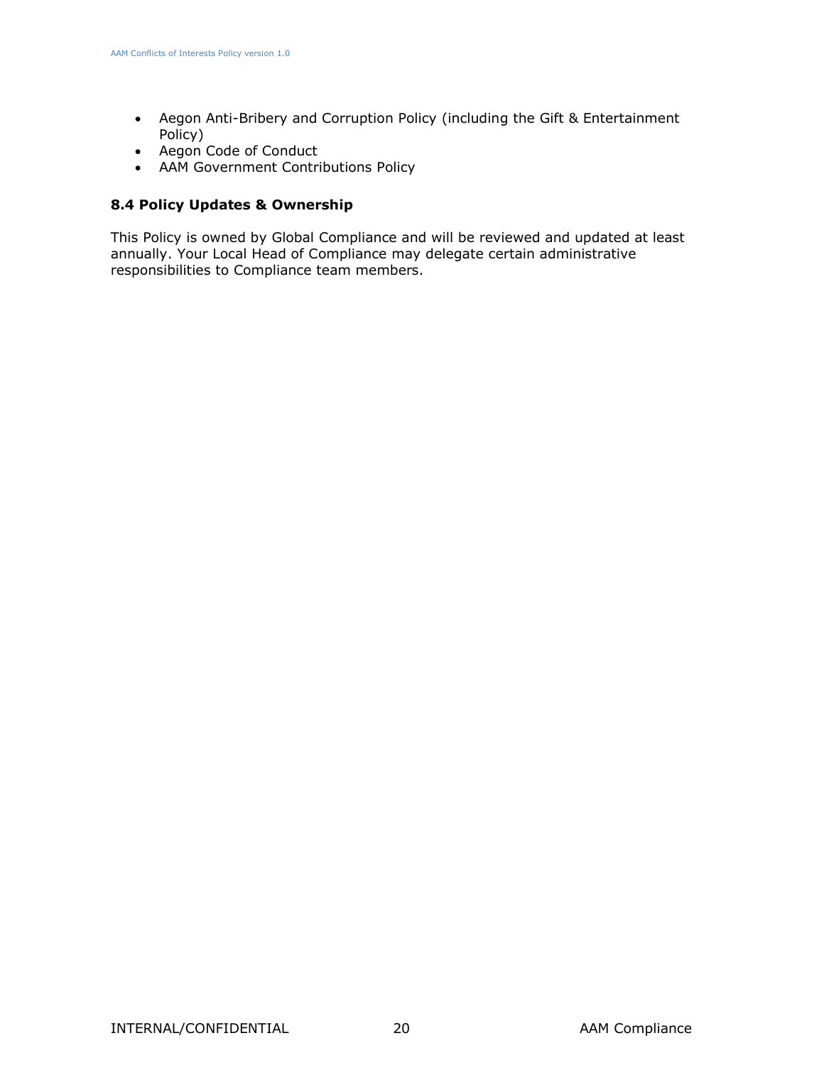- Aegon Anti-Bribery and Corruption Policy (including the Gift & Entertainment Policy)
- Aegon Code of Conduct
- AAM Government Contributions Policy

### 8.4 Policy Updates & Ownership

This Policy is owned by Global Compliance and will be reviewed and updated at least annually. Your Local Head of Compliance may delegate certain administrative responsibilities to Compliance team members.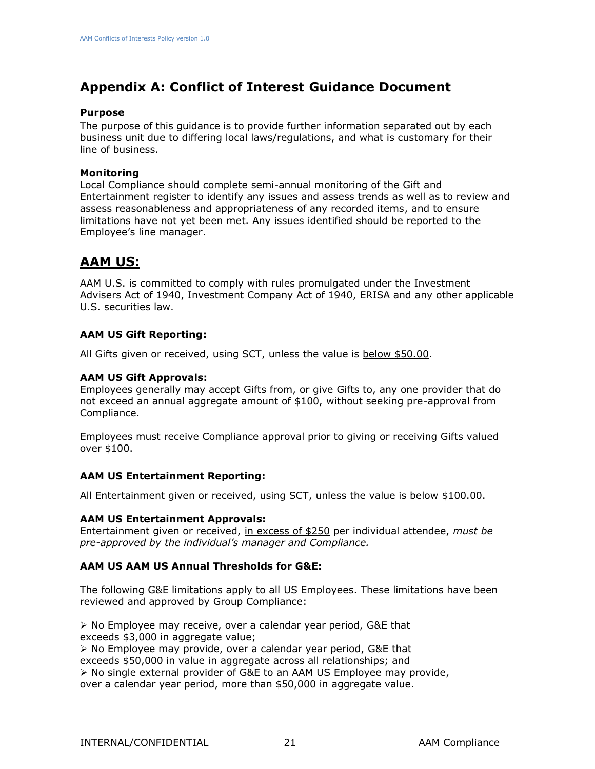# Appendix A: Conflict of Interest Guidance Document

**Purpose**
The purpose of this guidance is to provide further information separated out by each business unit due to differing local laws/regulations, and what is customary for their line of business.

**Monitoring**
Local Compliance should complete semi-annual monitoring of the Gift and Entertainment register to identify any issues and assess trends as well as to review and assess reasonableness and appropriateness of any recorded items, and to ensure limitations have not yet been met. Any issues identified should be reported to the Employee's line manager.

## AAM US:

AAM U.S. is committed to comply with rules promulgated under the Investment Advisers Act of 1940, Investment Company Act of 1940, ERISA and any other applicable U.S. securities law.

### AAM US Gift Reporting:

All Gifts given or received, using SCT, unless the value is below $50.00.

### AAM US Gift Approvals:

Employees generally may accept Gifts from, or give Gifts to, any one provider that do not exceed an annual aggregate amount of $100, without seeking pre-approval from Compliance.

Employees must receive Compliance approval prior to giving or receiving Gifts valued over $100.

### AAM US Entertainment Reporting:

All Entertainment given or received, using SCT, unless the value is below $100.00.

### AAM US Entertainment Approvals:

Entertainment given or received, in excess of $250 per individual attendee, *must be pre-approved by the individual's manager and Compliance.*

### AAM US AAM US Annual Thresholds for G&E:

The following G&E limitations apply to all US Employees. These limitations have been reviewed and approved by Group Compliance:

- No Employee may receive, over a calendar year period, G&E that exceeds $3,000 in aggregate value;
- No Employee may provide, over a calendar year period, G&E that exceeds $50,000 in value in aggregate across all relationships; and
- No single external provider of G&E to an AAM US Employee may provide, over a calendar year period, more than $50,000 in aggregate value.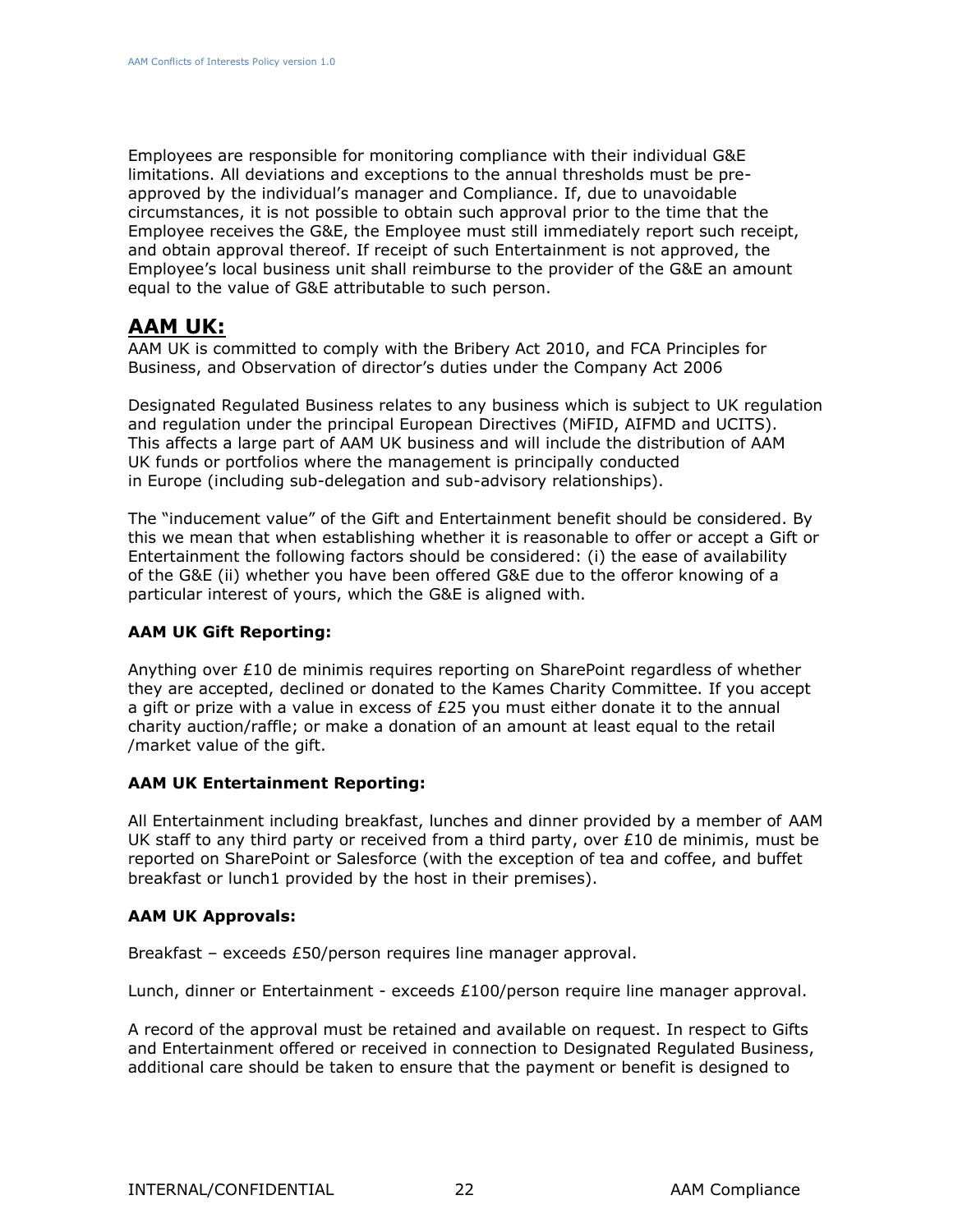Employees are responsible for monitoring compliance with their individual G&E limitations. All deviations and exceptions to the annual thresholds must be pre-approved by the individual's manager and Compliance. If, due to unavoidable circumstances, it is not possible to obtain such approval prior to the time that the Employee receives the G&E, the Employee must still immediately report such receipt, and obtain approval thereof. If receipt of such Entertainment is not approved, the Employee's local business unit shall reimburse to the provider of the G&E an amount equal to the value of G&E attributable to such person.

## AAM UK:

AAM UK is committed to comply with the Bribery Act 2010, and FCA Principles for Business, and Observation of director's duties under the Company Act 2006

Designated Regulated Business relates to any business which is subject to UK regulation and regulation under the principal European Directives (MiFID, AIFMD and UCITS). This affects a large part of AAM UK business and will include the distribution of AAM UK funds or portfolios where the management is principally conducted in Europe (including sub-delegation and sub-advisory relationships).

The "inducement value" of the Gift and Entertainment benefit should be considered. By this we mean that when establishing whether it is reasonable to offer or accept a Gift or Entertainment the following factors should be considered: (i) the ease of availability of the G&E (ii) whether you have been offered G&E due to the offeror knowing of a particular interest of yours, which the G&E is aligned with.

**AAM UK Gift Reporting:**

Anything over £10 de minimis requires reporting on SharePoint regardless of whether they are accepted, declined or donated to the Kames Charity Committee. If you accept a gift or prize with a value in excess of £25 you must either donate it to the annual charity auction/raffle; or make a donation of an amount at least equal to the retail /market value of the gift.

**AAM UK Entertainment Reporting:**

All Entertainment including breakfast, lunches and dinner provided by a member of AAM UK staff to any third party or received from a third party, over £10 de minimis, must be reported on SharePoint or Salesforce (with the exception of tea and coffee, and buffet breakfast or lunch[1] provided by the host in their premises).

**AAM UK Approvals:**

Breakfast – exceeds £50/person requires line manager approval.

Lunch, dinner or Entertainment - exceeds £100/person require line manager approval.

A record of the approval must be retained and available on request. In respect to Gifts and Entertainment offered or received in connection to Designated Regulated Business, additional care should be taken to ensure that the payment or benefit is designed to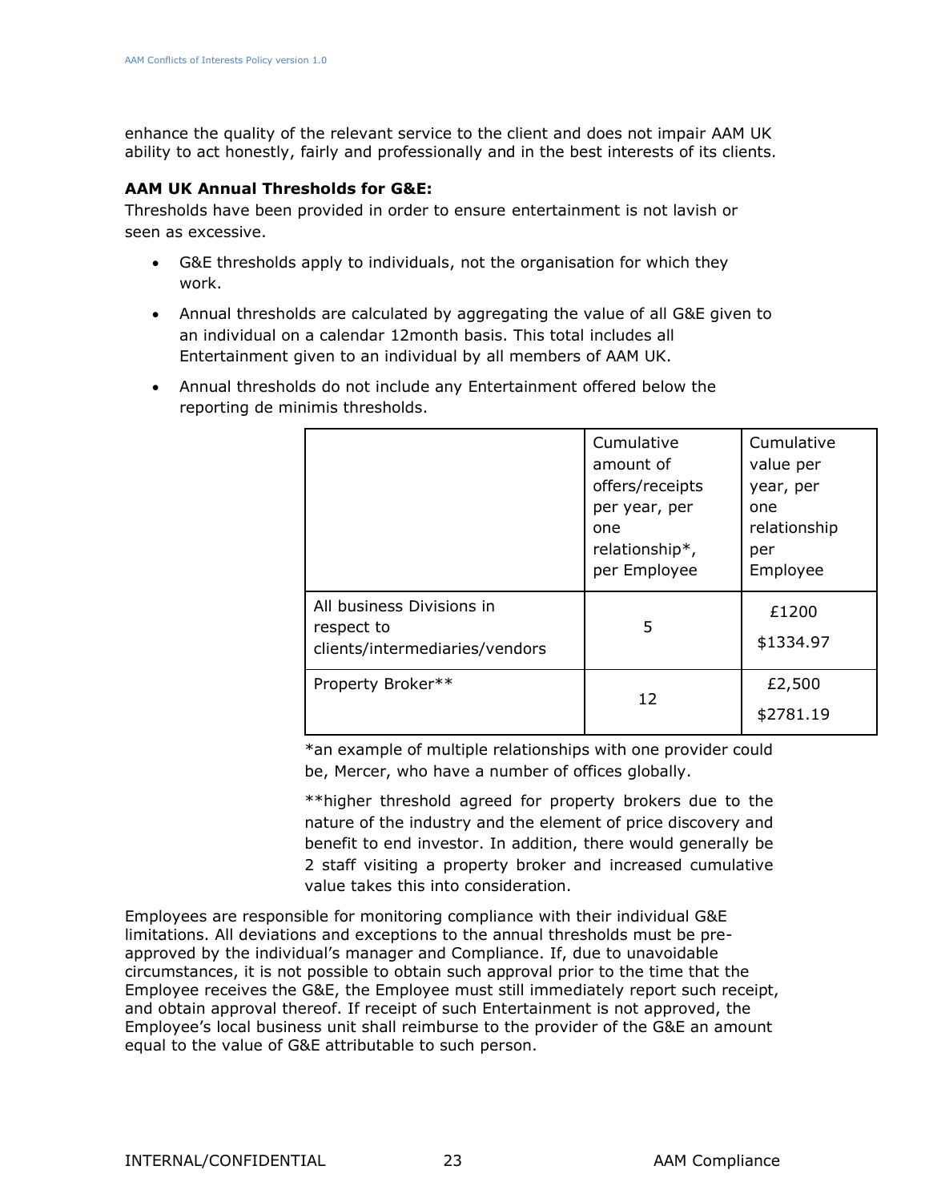enhance the quality of the relevant service to the client and does not impair AAM UK ability to act honestly, fairly and professionally and in the best interests of its clients.

**AAM UK Annual Thresholds for G&E:**

Thresholds have been provided in order to ensure entertainment is not lavish or seen as excessive.

- G&E thresholds apply to individuals, not the organisation for which they work.
- Annual thresholds are calculated by aggregating the value of all G&E given to an individual on a calendar 12month basis. This total includes all Entertainment given to an individual by all members of AAM UK.
- Annual thresholds do not include any Entertainment offered below the reporting de minimis thresholds.

| | Cumulative amount of offers/receipts per year, per one relationship*, per Employee | Cumulative value per year, per one relationship per Employee |
|---|---|---|
| All business Divisions in respect to clients/intermediaries/vendors | 5 | £1200<br>$1334.97 |
| Property Broker** | 12 | £2,500<br>$2781.19 |

*an example of multiple relationships with one provider could be, Mercer, who have a number of offices globally.

**higher threshold agreed for property brokers due to the nature of the industry and the element of price discovery and benefit to end investor. In addition, there would generally be 2 staff visiting a property broker and increased cumulative value takes this into consideration.

Employees are responsible for monitoring compliance with their individual G&E limitations. All deviations and exceptions to the annual thresholds must be pre-approved by the individual's manager and Compliance. If, due to unavoidable circumstances, it is not possible to obtain such approval prior to the time that the Employee receives the G&E, the Employee must still immediately report such receipt, and obtain approval thereof. If receipt of such Entertainment is not approved, the Employee's local business unit shall reimburse to the provider of the G&E an amount equal to the value of G&E attributable to such person.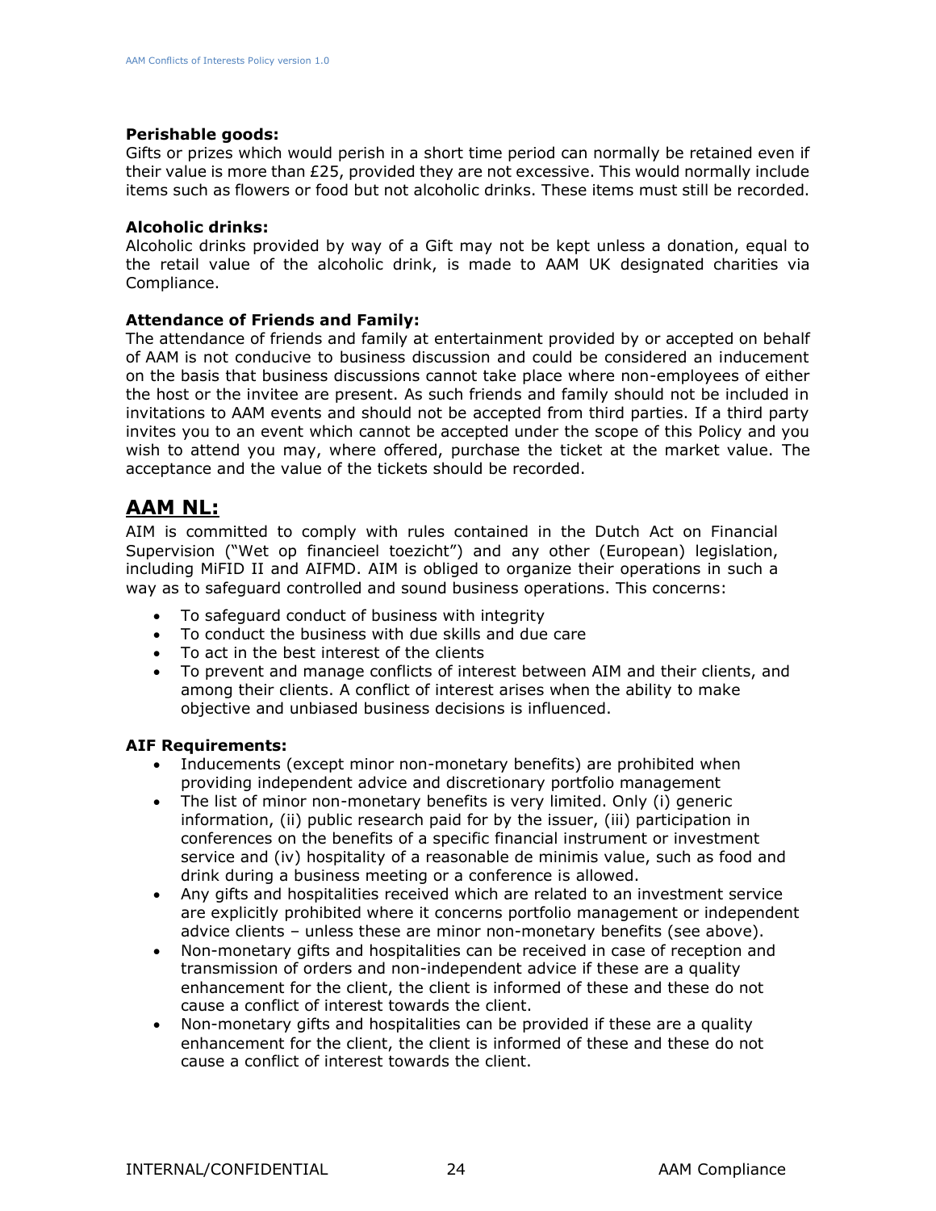**Perishable goods:**
Gifts or prizes which would perish in a short time period can normally be retained even if their value is more than £25, provided they are not excessive. This would normally include items such as flowers or food but not alcoholic drinks. These items must still be recorded.

**Alcoholic drinks:**
Alcoholic drinks provided by way of a Gift may not be kept unless a donation, equal to the retail value of the alcoholic drink, is made to AAM UK designated charities via Compliance.

**Attendance of Friends and Family:**
The attendance of friends and family at entertainment provided by or accepted on behalf of AAM is not conducive to business discussion and could be considered an inducement on the basis that business discussions cannot take place where non-employees of either the host or the invitee are present. As such friends and family should not be included in invitations to AAM events and should not be accepted from third parties. If a third party invites you to an event which cannot be accepted under the scope of this Policy and you wish to attend you may, where offered, purchase the ticket at the market value. The acceptance and the value of the tickets should be recorded.

## AAM NL:

AIM is committed to comply with rules contained in the Dutch Act on Financial Supervision ("Wet op financieel toezicht") and any other (European) legislation, including MiFID II and AIFMD. AIM is obliged to organize their operations in such a way as to safeguard controlled and sound business operations. This concerns:

- To safeguard conduct of business with integrity
- To conduct the business with due skills and due care
- To act in the best interest of the clients
- To prevent and manage conflicts of interest between AIM and their clients, and among their clients. A conflict of interest arises when the ability to make objective and unbiased business decisions is influenced.

**AIF Requirements:**

- Inducements (except minor non-monetary benefits) are prohibited when providing independent advice and discretionary portfolio management
- The list of minor non-monetary benefits is very limited. Only (i) generic information, (ii) public research paid for by the issuer, (iii) participation in conferences on the benefits of a specific financial instrument or investment service and (iv) hospitality of a reasonable de minimis value, such as food and drink during a business meeting or a conference is allowed.
- Any gifts and hospitalities received which are related to an investment service are explicitly prohibited where it concerns portfolio management or independent advice clients – unless these are minor non-monetary benefits (see above).
- Non-monetary gifts and hospitalities can be received in case of reception and transmission of orders and non-independent advice if these are a quality enhancement for the client, the client is informed of these and these do not cause a conflict of interest towards the client.
- Non-monetary gifts and hospitalities can be provided if these are a quality enhancement for the client, the client is informed of these and these do not cause a conflict of interest towards the client.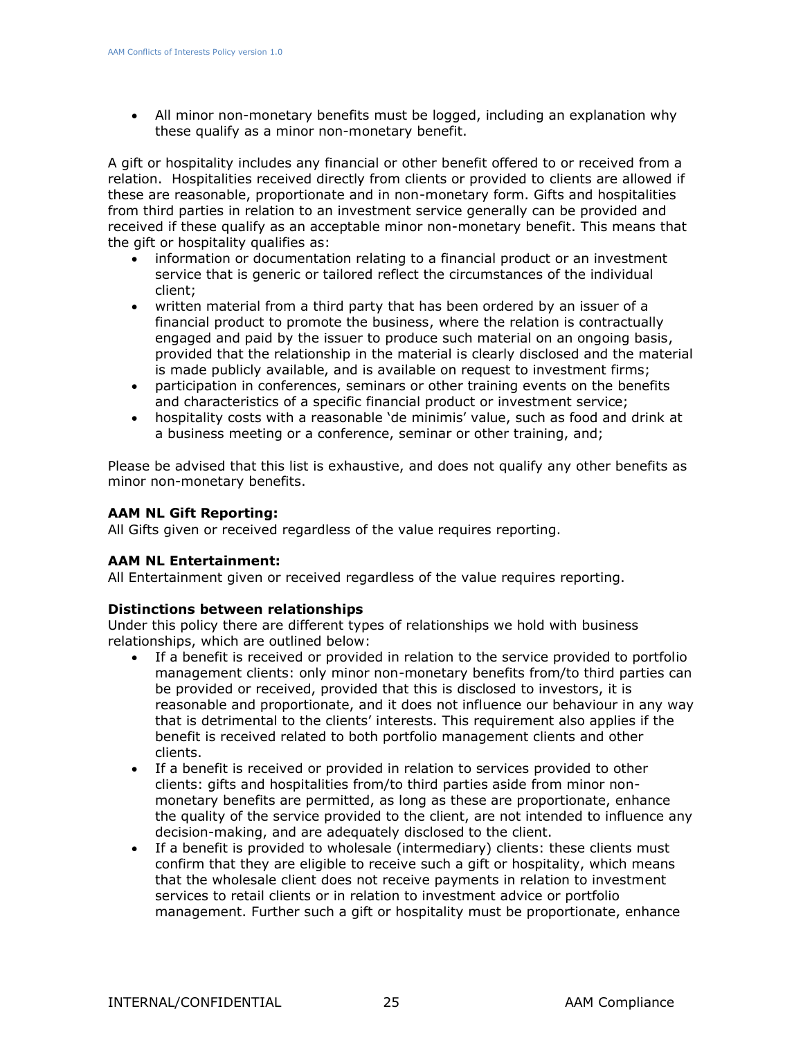- All minor non-monetary benefits must be logged, including an explanation why these qualify as a minor non-monetary benefit.

A gift or hospitality includes any financial or other benefit offered to or received from a relation. Hospitalities received directly from clients or provided to clients are allowed if these are reasonable, proportionate and in non-monetary form. Gifts and hospitalities from third parties in relation to an investment service generally can be provided and received if these qualify as an acceptable minor non-monetary benefit. This means that the gift or hospitality qualifies as:

- information or documentation relating to a financial product or an investment service that is generic or tailored reflect the circumstances of the individual client;
- written material from a third party that has been ordered by an issuer of a financial product to promote the business, where the relation is contractually engaged and paid by the issuer to produce such material on an ongoing basis, provided that the relationship in the material is clearly disclosed and the material is made publicly available, and is available on request to investment firms;
- participation in conferences, seminars or other training events on the benefits and characteristics of a specific financial product or investment service;
- hospitality costs with a reasonable 'de minimis' value, such as food and drink at a business meeting or a conference, seminar or other training, and;

Please be advised that this list is exhaustive, and does not qualify any other benefits as minor non-monetary benefits.

**AAM NL Gift Reporting:**
All Gifts given or received regardless of the value requires reporting.

**AAM NL Entertainment:**
All Entertainment given or received regardless of the value requires reporting.

**Distinctions between relationships**
Under this policy there are different types of relationships we hold with business relationships, which are outlined below:

- If a benefit is received or provided in relation to the service provided to portfolio management clients: only minor non-monetary benefits from/to third parties can be provided or received, provided that this is disclosed to investors, it is reasonable and proportionate, and it does not influence our behaviour in any way that is detrimental to the clients' interests. This requirement also applies if the benefit is received related to both portfolio management clients and other clients.
- If a benefit is received or provided in relation to services provided to other clients: gifts and hospitalities from/to third parties aside from minor non-monetary benefits are permitted, as long as these are proportionate, enhance the quality of the service provided to the client, are not intended to influence any decision-making, and are adequately disclosed to the client.
- If a benefit is provided to wholesale (intermediary) clients: these clients must confirm that they are eligible to receive such a gift or hospitality, which means that the wholesale client does not receive payments in relation to investment services to retail clients or in relation to investment advice or portfolio management. Further such a gift or hospitality must be proportionate, enhance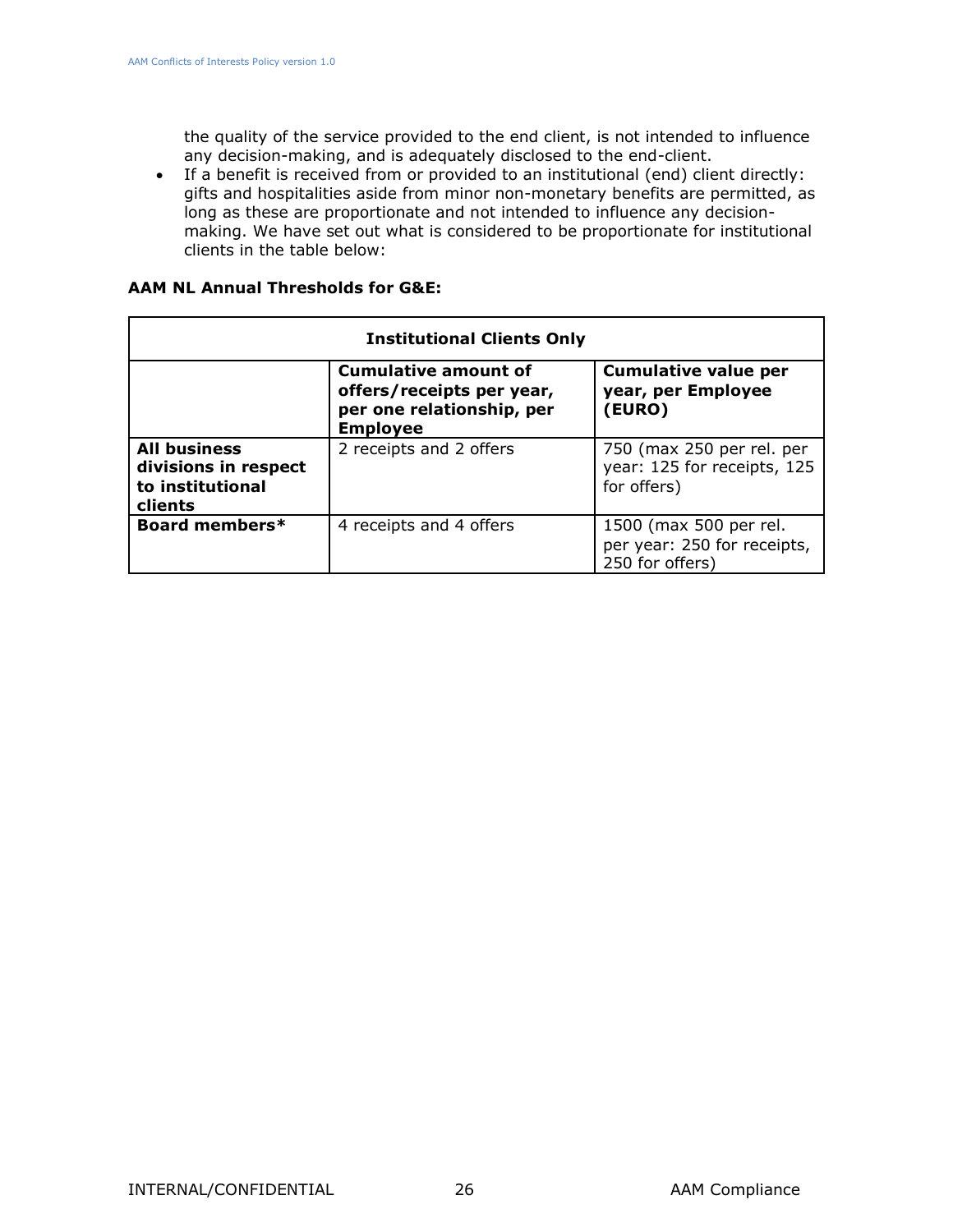the quality of the service provided to the end client, is not intended to influence any decision-making, and is adequately disclosed to the end-client.

- If a benefit is received from or provided to an institutional (end) client directly: gifts and hospitalities aside from minor non-monetary benefits are permitted, as long as these are proportionate and not intended to influence any decision-making. We have set out what is considered to be proportionate for institutional clients in the table below:

**AAM NL Annual Thresholds for G&E:**

| Institutional Clients Only | | |
|---|---|---|
| | **Cumulative amount of offers/receipts per year, per one relationship, per Employee** | **Cumulative value per year, per Employee (EURO)** |
| **All business divisions in respect to institutional clients** | 2 receipts and 2 offers | 750 (max 250 per rel. per year: 125 for receipts, 125 for offers) |
| **Board members*** | 4 receipts and 4 offers | 1500 (max 500 per rel. per year: 250 for receipts, 250 for offers) |